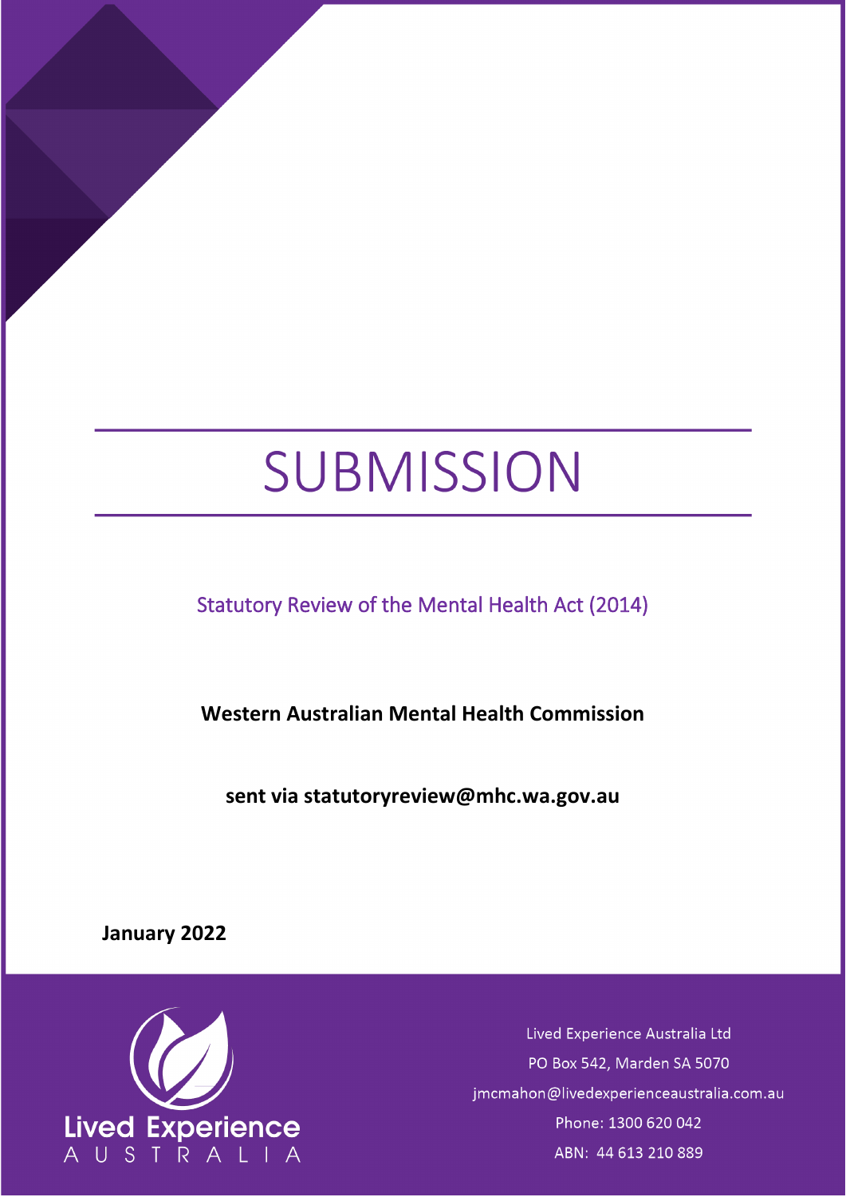# SUBMISSION

Statutory Review of the Mental Health Act (2014)

**Western Australian Mental Health Commission**

**sent via statutoryreview@mhc.wa.gov.au**

**January 2022**

Lived Experience Australia

Lived Experience Australia Ltd
PO Box 542, Marden SA 5070
jmcmahon@livedexperienceaustralia.com.au
Phone: 1300 620 042
ABN: 44 613 210 889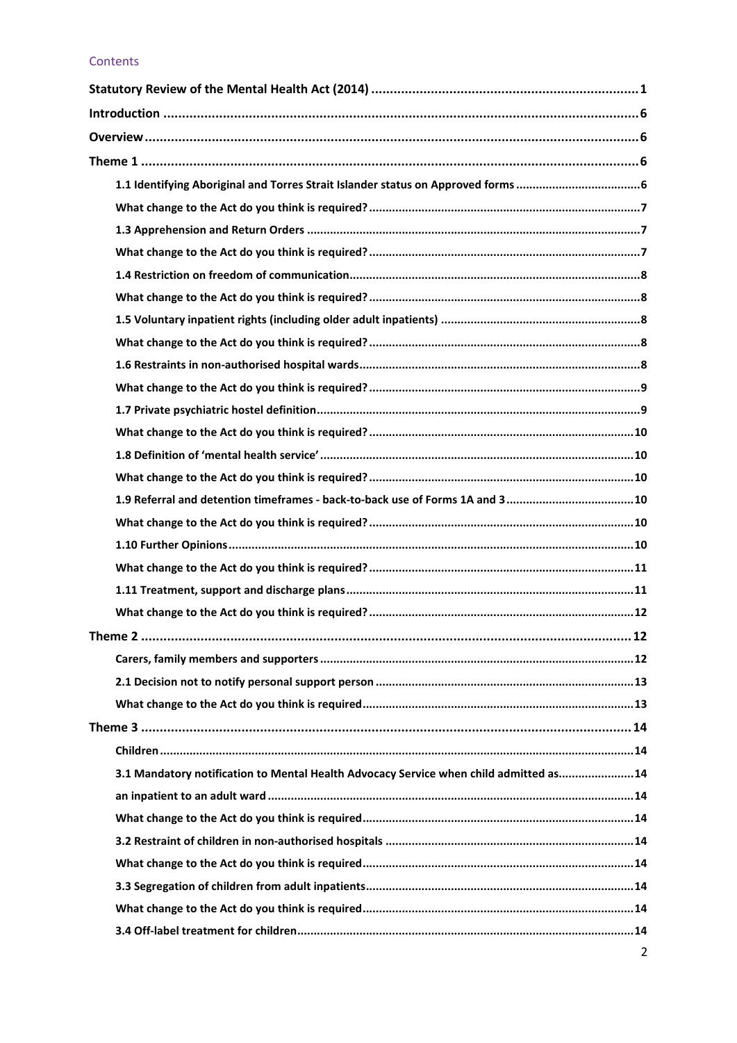Contents

**Statistical Review of the Mental Health Act (2014)** ........ 1

**Introduction** ........ 6

**Overview** ........ 6

**Theme 1** ........ 6

- **1.1 Identifying Aboriginal and Torres Strait Islander status on Approved forms** ........ 6
- **What change to the Act do you think is required?** ........ 7
- **1.3 Apprehension and Return Orders** ........ 7
- **What change to the Act do you think is required?** ........ 7
- **1.4 Restriction on freedom of communication** ........ 8
- **What change to the Act do you think is required?** ........ 8
- **1.5 Voluntary inpatient rights (including older adult inpatients)** ........ 8
- **What change to the Act do you think is required?** ........ 8
- **1.6 Restraints in non-authorised hospital wards** ........ 8
- **What change to the Act do you think is required?** ........ 9
- **1.7 Private psychiatric hostel definition** ........ 9
- **What change to the Act do you think is required?** ........ 10
- **1.8 Definition of 'mental health service'** ........ 10
- **What change to the Act do you think is required?** ........ 10
- **1.9 Referral and detention timeframes - back-to-back use of Forms 1A and 3** ........ 10
- **What change to the Act do you think is required?** ........ 10
- **1.10 Further Opinions** ........ 10
- **What change to the Act do you think is required?** ........ 11
- **1.11 Treatment, support and discharge plans** ........ 11
- **What change to the Act do you think is required?** ........ 12

**Theme 2** ........ 12

- **Carers, family members and supporters** ........ 12
- **2.1 Decision not to notify personal support person** ........ 13
- **What change to the Act do you think is required** ........ 13

**Theme 3** ........ 14

- **Children** ........ 14
- **3.1 Mandatory notification to Mental Health Advocacy Service when child admitted as** ........ 14
- **an inpatient to an adult ward** ........ 14
- **What change to the Act do you think is required** ........ 14
- **3.2 Restraint of children in non-authorised hospitals** ........ 14
- **What change to the Act do you think is required** ........ 14
- **3.3 Segregation of children from adult inpatients** ........ 14
- **What change to the Act do you think is required** ........ 14
- **3.4 Off-label treatment for children** ........ 14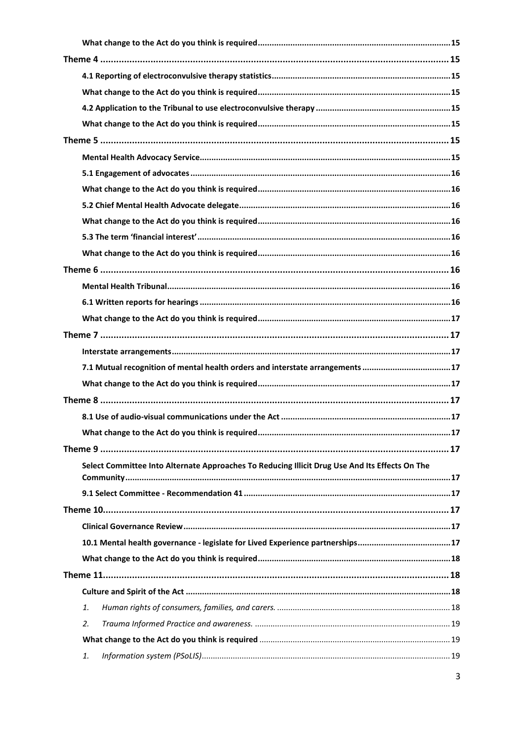**What change to the Act do you think is required** .......... 15

**Theme 4** .......... 15

**4.1 Reporting of electroconvulsive therapy statistics** .......... 15

**What change to the Act do you think is required** .......... 15

**4.2 Application to the Tribunal to use electroconvulsive therapy** .......... 15

**What change to the Act do you think is required** .......... 15

**Theme 5** .......... 15

**Mental Health Advocacy Service** .......... 15

**5.1 Engagement of advocates** .......... 16

**What change to the Act do you think is required** .......... 16

**5.2 Chief Mental Health Advocate delegate** .......... 16

**What change to the Act do you think is required** .......... 16

**5.3 The term 'financial interest'** .......... 16

**What change to the Act do you think is required** .......... 16

**Theme 6** .......... 16

**Mental Health Tribunal** .......... 16

**6.1 Written reports for hearings** .......... 16

**What change to the Act do you think is required** .......... 17

**Theme 7** .......... 17

**Interstate arrangements** .......... 17

**7.1 Mutual recognition of mental health orders and interstate arrangements** .......... 17

**What change to the Act do you think is required** .......... 17

**Theme 8** .......... 17

**8.1 Use of audio-visual communications under the Act** .......... 17

**What change to the Act do you think is required** .......... 17

**Theme 9** .......... 17

**Select Committee Into Alternate Approaches To Reducing Illicit Drug Use And Its Effects On The Community** .......... 17

**9.1 Select Committee - Recommendation 41** .......... 17

**Theme 10** .......... 17

**Clinical Governance Review** .......... 17

**10.1 Mental health governance - legislate for Lived Experience partnerships** .......... 17

**What change to the Act do you think is required** .......... 18

**Theme 11** .......... 18

**Culture and Spirit of the Act** .......... 18

1. *Human rights of consumers, families, and carers.* .......... 18
2. *Trauma Informed Practice and awareness.* .......... 19

**What change to the Act do you think is required** .......... 19

1. *Information system (PSoLIS)* .......... 19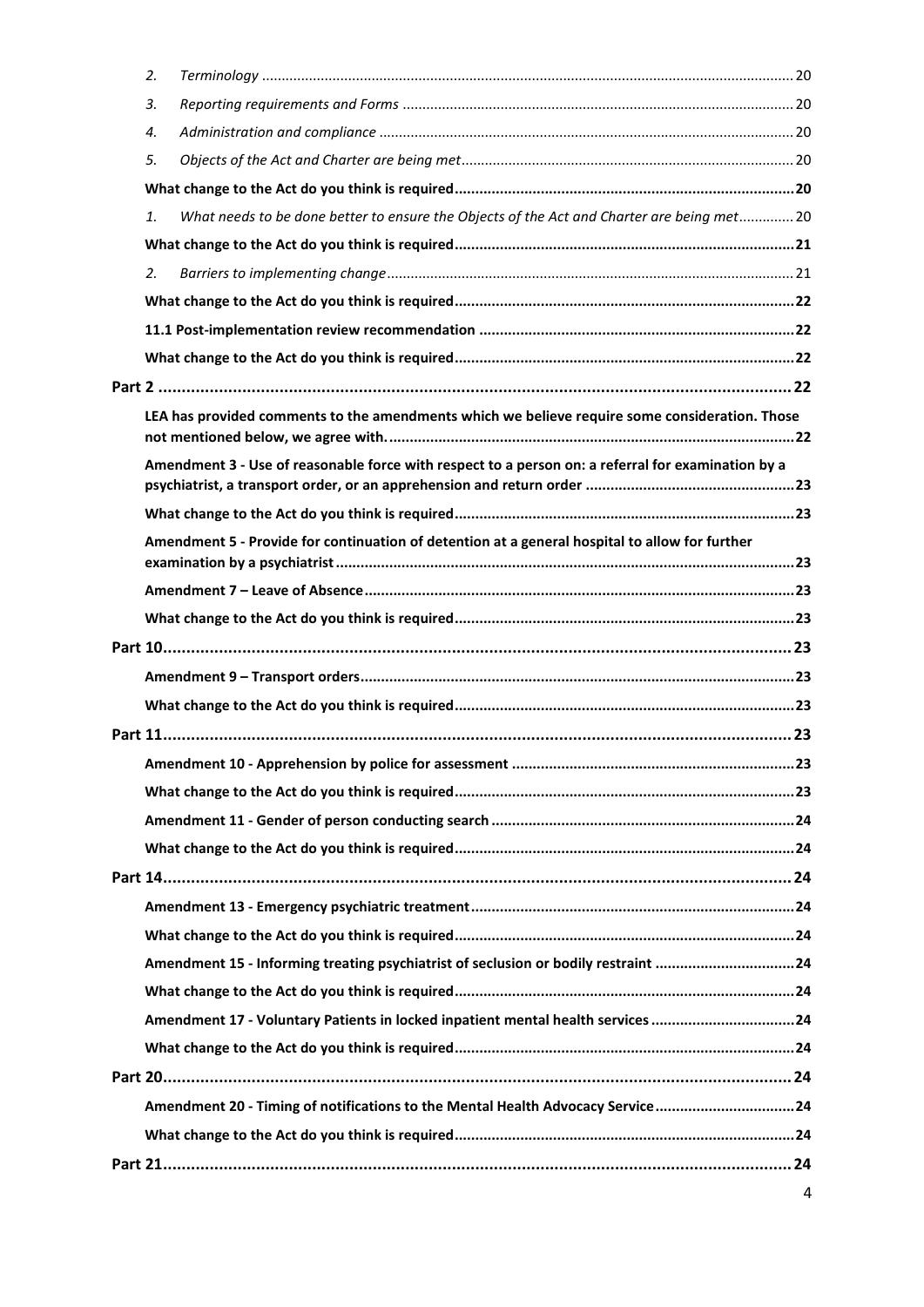2. *Terminology* ... 20
3. *Reporting requirements and Forms* ... 20
4. *Administration and compliance* ... 20
5. *Objects of the Act and Charter are being met* ... 20

**What change to the Act do you think is required** ... 20

1. *What needs to be done better to ensure the Objects of the Act and Charter are being met* ... 20

**What change to the Act do you think is required** ... 21

2. *Barriers to implementing change* ... 21

**What change to the Act do you think is required** ... 22

**11.1 Post-implementation review recommendation** ... 22

**What change to the Act do you think is required** ... 22

**Part 2** ... 22

**LEA has provided comments to the amendments which we believe require some consideration. Those not mentioned below, we agree with.** ... 22

**Amendment 3 - Use of reasonable force with respect to a person on: a referral for examination by a psychiatrist, a transport order, or an apprehension and return order** ... 23

**What change to the Act do you think is required** ... 23

**Amendment 5 - Provide for continuation of detention at a general hospital to allow for further examination by a psychiatrist** ... 23

**Amendment 7 – Leave of Absence** ... 23

**What change to the Act do you think is required** ... 23

**Part 10** ... 23

**Amendment 9 – Transport orders** ... 23

**What change to the Act do you think is required** ... 23

**Part 11** ... 23

**Amendment 10 - Apprehension by police for assessment** ... 23

**What change to the Act do you think is required** ... 23

**Amendment 11 - Gender of person conducting search** ... 24

**What change to the Act do you think is required** ... 24

**Part 14** ... 24

**Amendment 13 - Emergency psychiatric treatment** ... 24

**What change to the Act do you think is required** ... 24

**Amendment 15 - Informing treating psychiatrist of seclusion or bodily restraint** ... 24

**What change to the Act do you think is required** ... 24

**Amendment 17 - Voluntary Patients in locked inpatient mental health services** ... 24

**What change to the Act do you think is required** ... 24

**Part 20** ... 24

**Amendment 20 - Timing of notifications to the Mental Health Advocacy Service** ... 24

**What change to the Act do you think is required** ... 24

**Part 21** ... 24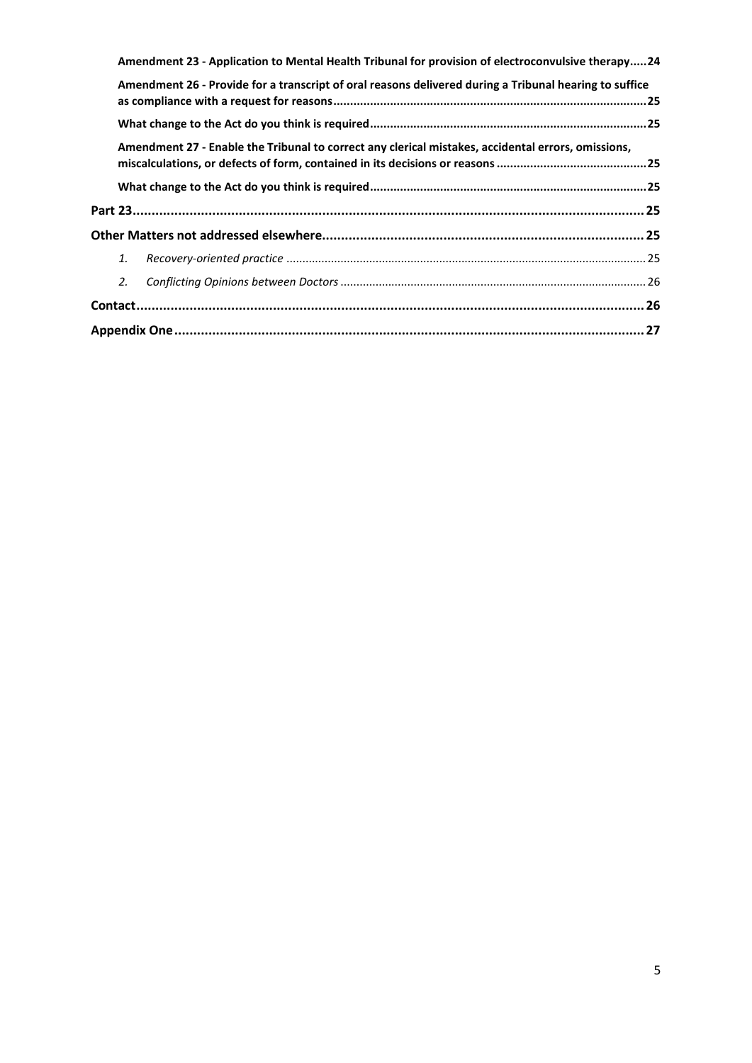Amendment 23 - Application to Mental Health Tribunal for provision of electroconvulsive therapy.....24

Amendment 26 - Provide for a transcript of oral reasons delivered during a Tribunal hearing to suffice as compliance with a request for reasons.....25

What change to the Act do you think is required.....25

Amendment 27 - Enable the Tribunal to correct any clerical mistakes, accidental errors, omissions, miscalculations, or defects of form, contained in its decisions or reasons.....25

What change to the Act do you think is required.....25

**Part 23.....25**

**Other Matters not addressed elsewhere.....25**

1. *Recovery-oriented practice*.....25
2. *Conflicting Opinions between Doctors*.....26

**Contact.....26**

**Appendix One.....27**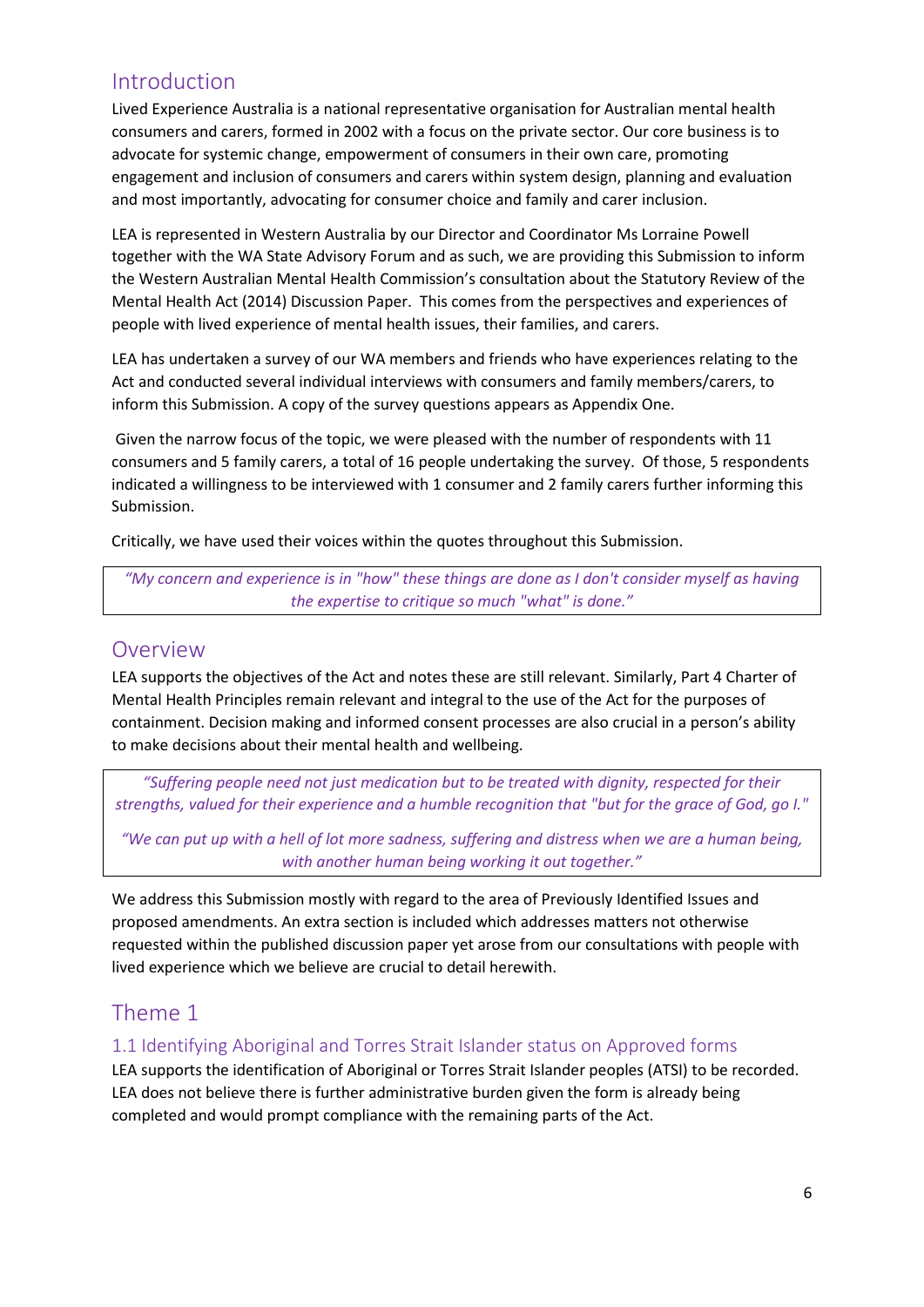## Introduction

Lived Experience Australia is a national representative organisation for Australian mental health consumers and carers, formed in 2002 with a focus on the private sector. Our core business is to advocate for systemic change, empowerment of consumers in their own care, promoting engagement and inclusion of consumers and carers within system design, planning and evaluation and most importantly, advocating for consumer choice and family and carer inclusion.

LEA is represented in Western Australia by our Director and Coordinator Ms Lorraine Powell together with the WA State Advisory Forum and as such, we are providing this Submission to inform the Western Australian Mental Health Commission's consultation about the Statutory Review of the Mental Health Act (2014) Discussion Paper. This comes from the perspectives and experiences of people with lived experience of mental health issues, their families, and carers.

LEA has undertaken a survey of our WA members and friends who have experiences relating to the Act and conducted several individual interviews with consumers and family members/carers, to inform this Submission. A copy of the survey questions appears as Appendix One.

Given the narrow focus of the topic, we were pleased with the number of respondents with 11 consumers and 5 family carers, a total of 16 people undertaking the survey. Of those, 5 respondents indicated a willingness to be interviewed with 1 consumer and 2 family carers further informing this Submission.

Critically, we have used their voices within the quotes throughout this Submission.

> *"My concern and experience is in "how" these things are done as I don't consider myself as having the expertise to critique so much "what" is done."*

## Overview

LEA supports the objectives of the Act and notes these are still relevant. Similarly, Part 4 Charter of Mental Health Principles remain relevant and integral to the use of the Act for the purposes of containment. Decision making and informed consent processes are also crucial in a person's ability to make decisions about their mental health and wellbeing.

> *"Suffering people need not just medication but to be treated with dignity, respected for their strengths, valued for their experience and a humble recognition that "but for the grace of God, go I."*
>
> *"We can put up with a hell of lot more sadness, suffering and distress when we are a human being, with another human being working it out together."*

We address this Submission mostly with regard to the area of Previously Identified Issues and proposed amendments. An extra section is included which addresses matters not otherwise requested within the published discussion paper yet arose from our consultations with people with lived experience which we believe are crucial to detail herewith.

## Theme 1

### 1.1 Identifying Aboriginal and Torres Strait Islander status on Approved forms

LEA supports the identification of Aboriginal or Torres Strait Islander peoples (ATSI) to be recorded. LEA does not believe there is further administrative burden given the form is already being completed and would prompt compliance with the remaining parts of the Act.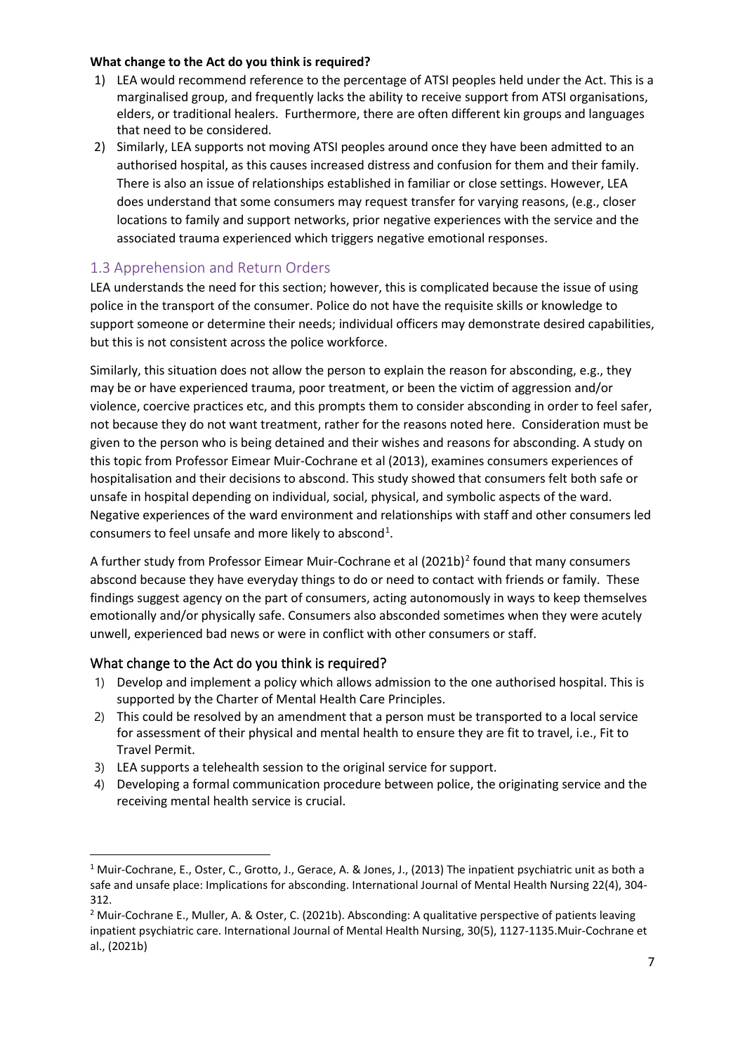**What change to the Act do you think is required?**

1) LEA would recommend reference to the percentage of ATSI peoples held under the Act. This is a marginalised group, and frequently lacks the ability to receive support from ATSI organisations, elders, or traditional healers. Furthermore, there are often different kin groups and languages that need to be considered.
2) Similarly, LEA supports not moving ATSI peoples around once they have been admitted to an authorised hospital, as this causes increased distress and confusion for them and their family. There is also an issue of relationships established in familiar or close settings. However, LEA does understand that some consumers may request transfer for varying reasons, (e.g., closer locations to family and support networks, prior negative experiences with the service and the associated trauma experienced which triggers negative emotional responses.

## 1.3 Apprehension and Return Orders

LEA understands the need for this section; however, this is complicated because the issue of using police in the transport of the consumer. Police do not have the requisite skills or knowledge to support someone or determine their needs; individual officers may demonstrate desired capabilities, but this is not consistent across the police workforce.

Similarly, this situation does not allow the person to explain the reason for absconding, e.g., they may be or have experienced trauma, poor treatment, or been the victim of aggression and/or violence, coercive practices etc, and this prompts them to consider absconding in order to feel safer, not because they do not want treatment, rather for the reasons noted here. Consideration must be given to the person who is being detained and their wishes and reasons for absconding. A study on this topic from Professor Eimear Muir-Cochrane et al (2013), examines consumers experiences of hospitalisation and their decisions to abscond. This study showed that consumers felt both safe or unsafe in hospital depending on individual, social, physical, and symbolic aspects of the ward. Negative experiences of the ward environment and relationships with staff and other consumers led consumers to feel unsafe and more likely to abscond[1].

A further study from Professor Eimear Muir-Cochrane et al (2021b)[2] found that many consumers abscond because they have everyday things to do or need to contact with friends or family. These findings suggest agency on the part of consumers, acting autonomously in ways to keep themselves emotionally and/or physically safe. Consumers also absconded sometimes when they were acutely unwell, experienced bad news or were in conflict with other consumers or staff.

### What change to the Act do you think is required?

1) Develop and implement a policy which allows admission to the one authorised hospital. This is supported by the Charter of Mental Health Care Principles.
2) This could be resolved by an amendment that a person must be transported to a local service for assessment of their physical and mental health to ensure they are fit to travel, i.e., Fit to Travel Permit.
3) LEA supports a telehealth session to the original service for support.
4) Developing a formal communication procedure between police, the originating service and the receiving mental health service is crucial.

---

[1] Muir-Cochrane, E., Oster, C., Grotto, J., Gerace, A. & Jones, J., (2013) The inpatient psychiatric unit as both a safe and unsafe place: Implications for absconding. International Journal of Mental Health Nursing 22(4), 304-312.

[2] Muir-Cochrane E., Muller, A. & Oster, C. (2021b). Absconding: A qualitative perspective of patients leaving inpatient psychiatric care. International Journal of Mental Health Nursing, 30(5), 1127-1135.Muir-Cochrane et al., (2021b)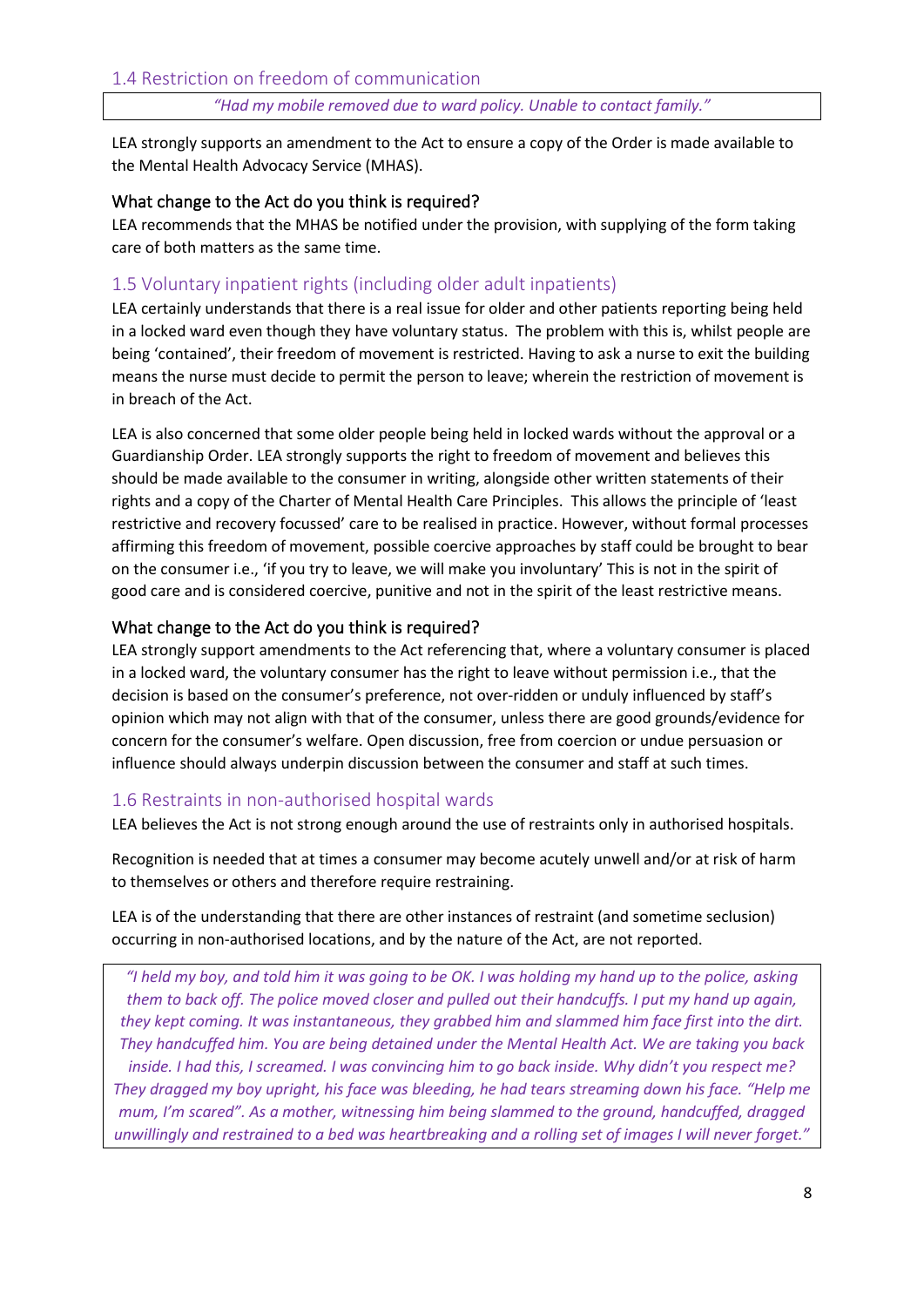### 1.4 Restriction on freedom of communication

> *"Had my mobile removed due to ward policy. Unable to contact family."*

LEA strongly supports an amendment to the Act to ensure a copy of the Order is made available to the Mental Health Advocacy Service (MHAS).

#### What change to the Act do you think is required?

LEA recommends that the MHAS be notified under the provision, with supplying of the form taking care of both matters as the same time.

### 1.5 Voluntary inpatient rights (including older adult inpatients)

LEA certainly understands that there is a real issue for older and other patients reporting being held in a locked ward even though they have voluntary status. The problem with this is, whilst people are being 'contained', their freedom of movement is restricted. Having to ask a nurse to exit the building means the nurse must decide to permit the person to leave; wherein the restriction of movement is in breach of the Act.

LEA is also concerned that some older people being held in locked wards without the approval or a Guardianship Order. LEA strongly supports the right to freedom of movement and believes this should be made available to the consumer in writing, alongside other written statements of their rights and a copy of the Charter of Mental Health Care Principles. This allows the principle of 'least restrictive and recovery focussed' care to be realised in practice. However, without formal processes affirming this freedom of movement, possible coercive approaches by staff could be brought to bear on the consumer i.e., 'if you try to leave, we will make you involuntary' This is not in the spirit of good care and is considered coercive, punitive and not in the spirit of the least restrictive means.

#### What change to the Act do you think is required?

LEA strongly support amendments to the Act referencing that, where a voluntary consumer is placed in a locked ward, the voluntary consumer has the right to leave without permission i.e., that the decision is based on the consumer's preference, not over-ridden or unduly influenced by staff's opinion which may not align with that of the consumer, unless there are good grounds/evidence for concern for the consumer's welfare. Open discussion, free from coercion or undue persuasion or influence should always underpin discussion between the consumer and staff at such times.

### 1.6 Restraints in non-authorised hospital wards

LEA believes the Act is not strong enough around the use of restraints only in authorised hospitals.

Recognition is needed that at times a consumer may become acutely unwell and/or at risk of harm to themselves or others and therefore require restraining.

LEA is of the understanding that there are other instances of restraint (and sometime seclusion) occurring in non-authorised locations, and by the nature of the Act, are not reported.

> *"I held my boy, and told him it was going to be OK. I was holding my hand up to the police, asking them to back off. The police moved closer and pulled out their handcuffs. I put my hand up again, they kept coming. It was instantaneous, they grabbed him and slammed him face first into the dirt. They handcuffed him. You are being detained under the Mental Health Act. We are taking you back inside. I had this, I screamed. I was convincing him to go back inside. Why didn't you respect me? They dragged my boy upright, his face was bleeding, he had tears streaming down his face. "Help me mum, I'm scared". As a mother, witnessing him being slammed to the ground, handcuffed, dragged unwillingly and restrained to a bed was heartbreaking and a rolling set of images I will never forget."*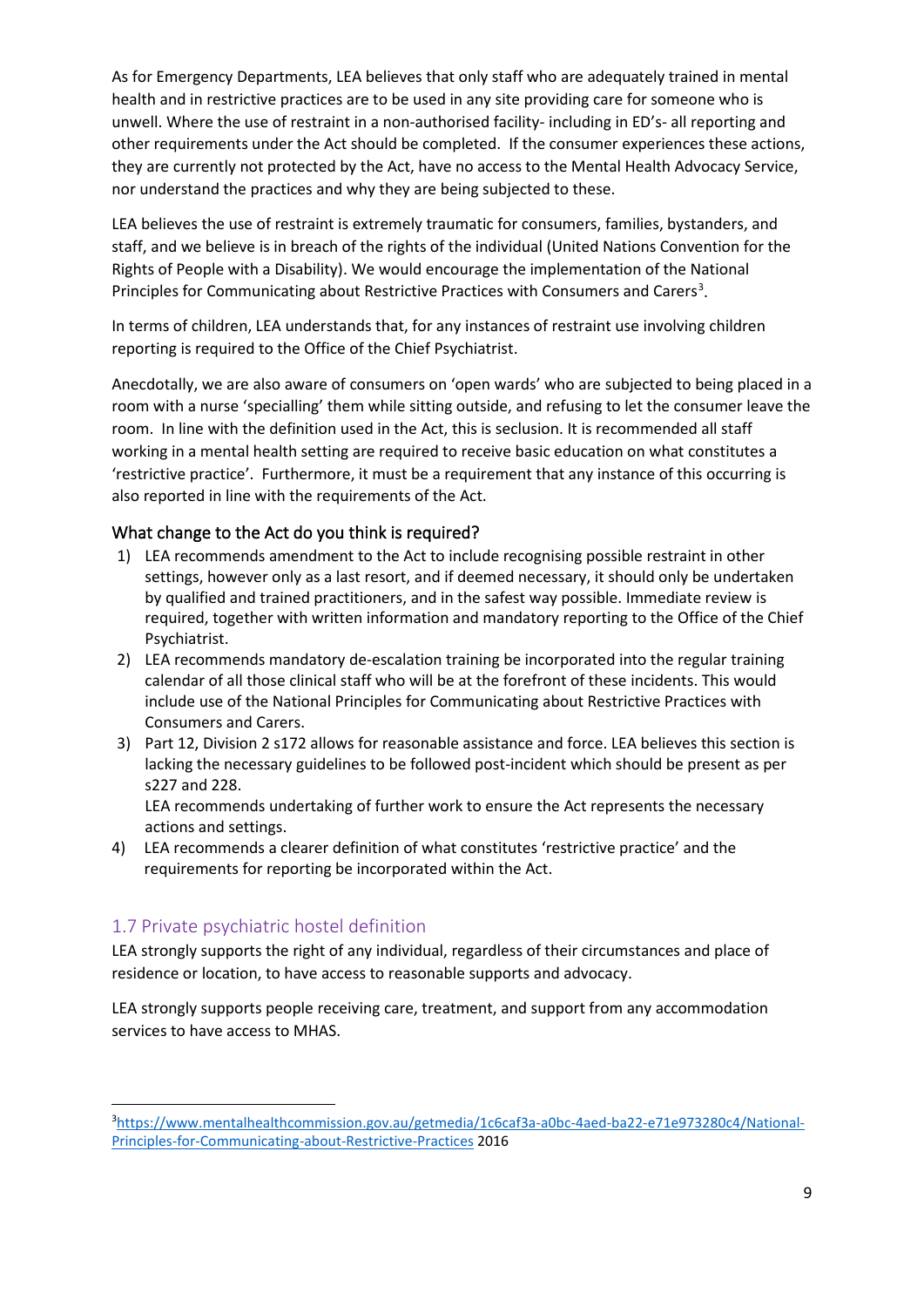As for Emergency Departments, LEA believes that only staff who are adequately trained in mental health and in restrictive practices are to be used in any site providing care for someone who is unwell. Where the use of restraint in a non-authorised facility- including in ED's- all reporting and other requirements under the Act should be completed. If the consumer experiences these actions, they are currently not protected by the Act, have no access to the Mental Health Advocacy Service, nor understand the practices and why they are being subjected to these.

LEA believes the use of restraint is extremely traumatic for consumers, families, bystanders, and staff, and we believe is in breach of the rights of the individual (United Nations Convention for the Rights of People with a Disability). We would encourage the implementation of the National Principles for Communicating about Restrictive Practices with Consumers and Carers[3].

In terms of children, LEA understands that, for any instances of restraint use involving children reporting is required to the Office of the Chief Psychiatrist.

Anecdotally, we are also aware of consumers on 'open wards' who are subjected to being placed in a room with a nurse 'specialling' them while sitting outside, and refusing to let the consumer leave the room. In line with the definition used in the Act, this is seclusion. It is recommended all staff working in a mental health setting are required to receive basic education on what constitutes a 'restrictive practice'. Furthermore, it must be a requirement that any instance of this occurring is also reported in line with the requirements of the Act.

### What change to the Act do you think is required?

1) LEA recommends amendment to the Act to include recognising possible restraint in other settings, however only as a last resort, and if deemed necessary, it should only be undertaken by qualified and trained practitioners, and in the safest way possible. Immediate review is required, together with written information and mandatory reporting to the Office of the Chief Psychiatrist.
2) LEA recommends mandatory de-escalation training be incorporated into the regular training calendar of all those clinical staff who will be at the forefront of these incidents. This would include use of the National Principles for Communicating about Restrictive Practices with Consumers and Carers.
3) Part 12, Division 2 s172 allows for reasonable assistance and force. LEA believes this section is lacking the necessary guidelines to be followed post-incident which should be present as per s227 and 228.
   LEA recommends undertaking of further work to ensure the Act represents the necessary actions and settings.
4) LEA recommends a clearer definition of what constitutes 'restrictive practice' and the requirements for reporting be incorporated within the Act.

## 1.7 Private psychiatric hostel definition

LEA strongly supports the right of any individual, regardless of their circumstances and place of residence or location, to have access to reasonable supports and advocacy.

LEA strongly supports people receiving care, treatment, and support from any accommodation services to have access to MHAS.

[3] https://www.mentalhealthcommission.gov.au/getmedia/1c6caf3a-a0bc-4aed-ba22-e71e973280c4/National-Principles-for-Communicating-about-Restrictive-Practices 2016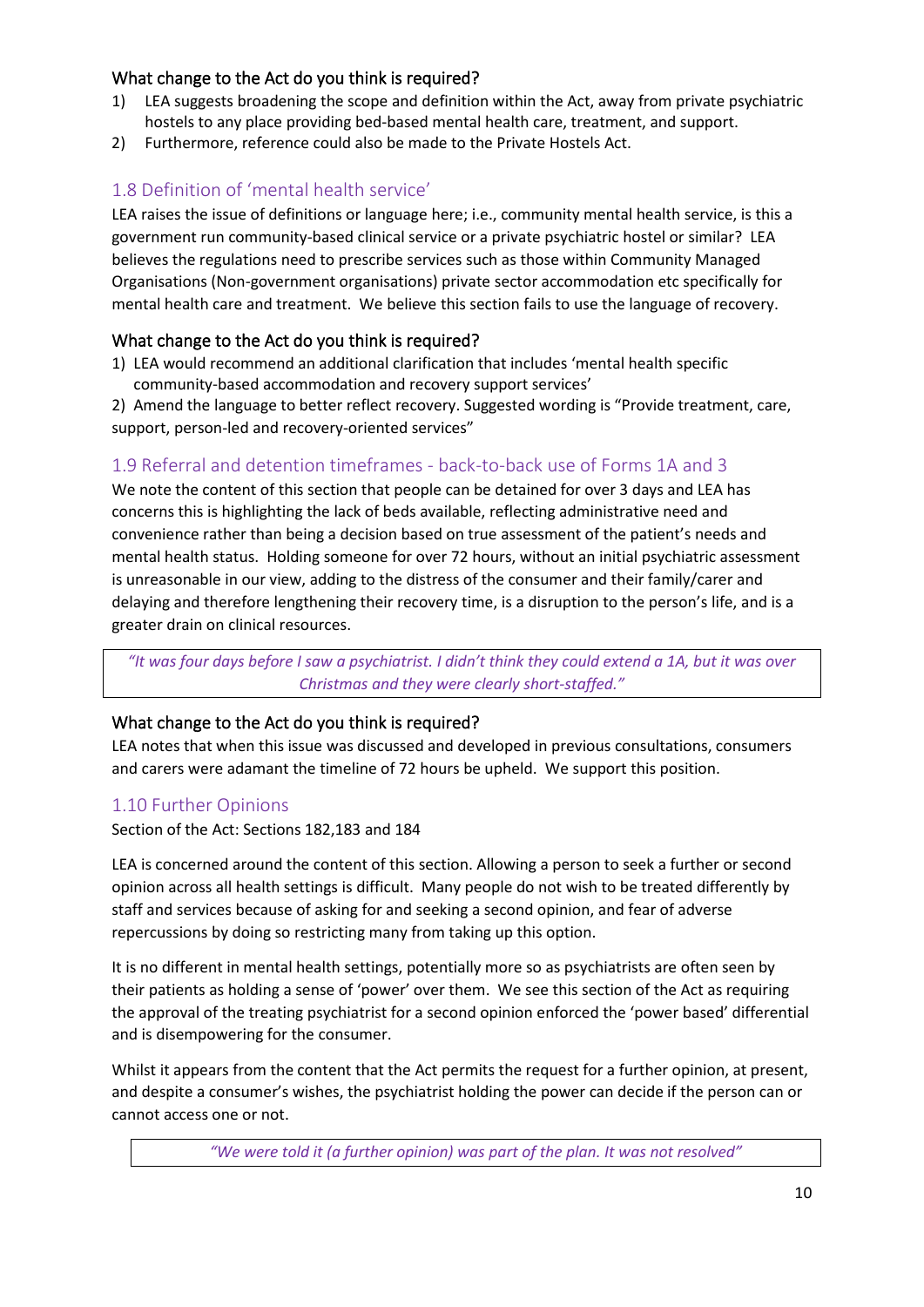### What change to the Act do you think is required?

1) LEA suggests broadening the scope and definition within the Act, away from private psychiatric hostels to any place providing bed-based mental health care, treatment, and support.
2) Furthermore, reference could also be made to the Private Hostels Act.

## 1.8 Definition of 'mental health service'

LEA raises the issue of definitions or language here; i.e., community mental health service, is this a government run community-based clinical service or a private psychiatric hostel or similar? LEA believes the regulations need to prescribe services such as those within Community Managed Organisations (Non-government organisations) private sector accommodation etc specifically for mental health care and treatment. We believe this section fails to use the language of recovery.

### What change to the Act do you think is required?

1) LEA would recommend an additional clarification that includes 'mental health specific community-based accommodation and recovery support services'
2) Amend the language to better reflect recovery. Suggested wording is "Provide treatment, care, support, person-led and recovery-oriented services"

## 1.9 Referral and detention timeframes - back-to-back use of Forms 1A and 3

We note the content of this section that people can be detained for over 3 days and LEA has concerns this is highlighting the lack of beds available, reflecting administrative need and convenience rather than being a decision based on true assessment of the patient's needs and mental health status. Holding someone for over 72 hours, without an initial psychiatric assessment is unreasonable in our view, adding to the distress of the consumer and their family/carer and delaying and therefore lengthening their recovery time, is a disruption to the person's life, and is a greater drain on clinical resources.

> *"It was four days before I saw a psychiatrist. I didn't think they could extend a 1A, but it was over Christmas and they were clearly short-staffed."*

### What change to the Act do you think is required?

LEA notes that when this issue was discussed and developed in previous consultations, consumers and carers were adamant the timeline of 72 hours be upheld. We support this position.

## 1.10 Further Opinions

Section of the Act: Sections 182,183 and 184

LEA is concerned around the content of this section. Allowing a person to seek a further or second opinion across all health settings is difficult. Many people do not wish to be treated differently by staff and services because of asking for and seeking a second opinion, and fear of adverse repercussions by doing so restricting many from taking up this option.

It is no different in mental health settings, potentially more so as psychiatrists are often seen by their patients as holding a sense of 'power' over them. We see this section of the Act as requiring the approval of the treating psychiatrist for a second opinion enforced the 'power based' differential and is disempowering for the consumer.

Whilst it appears from the content that the Act permits the request for a further opinion, at present, and despite a consumer's wishes, the psychiatrist holding the power can decide if the person can or cannot access one or not.

> *"We were told it (a further opinion) was part of the plan. It was not resolved"*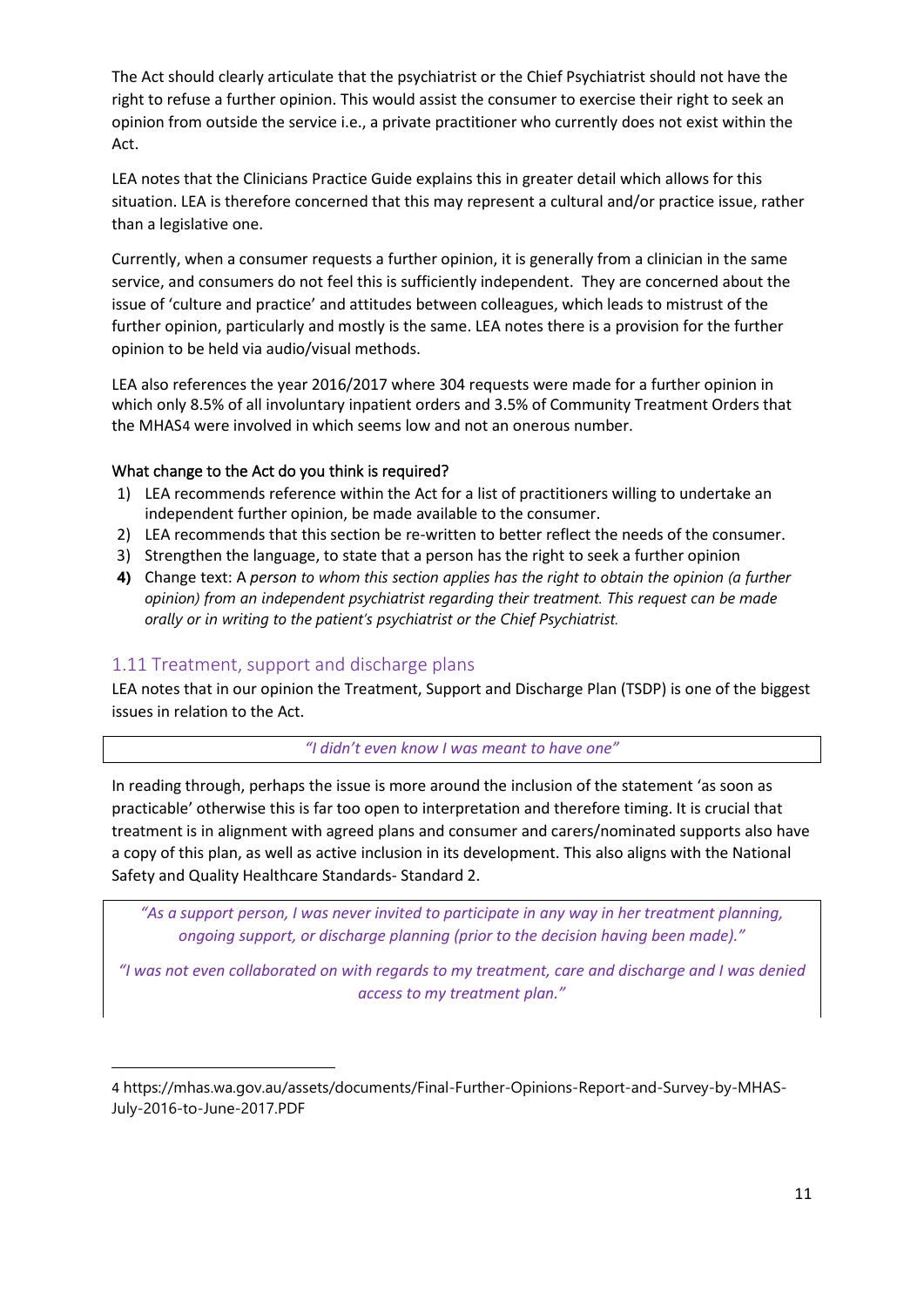The Act should clearly articulate that the psychiatrist or the Chief Psychiatrist should not have the right to refuse a further opinion. This would assist the consumer to exercise their right to seek an opinion from outside the service i.e., a private practitioner who currently does not exist within the Act.

LEA notes that the Clinicians Practice Guide explains this in greater detail which allows for this situation. LEA is therefore concerned that this may represent a cultural and/or practice issue, rather than a legislative one.

Currently, when a consumer requests a further opinion, it is generally from a clinician in the same service, and consumers do not feel this is sufficiently independent. They are concerned about the issue of 'culture and practice' and attitudes between colleagues, which leads to mistrust of the further opinion, particularly and mostly is the same. LEA notes there is a provision for the further opinion to be held via audio/visual methods.

LEA also references the year 2016/2017 where 304 requests were made for a further opinion in which only 8.5% of all involuntary inpatient orders and 3.5% of Community Treatment Orders that the MHAS[4] were involved in which seems low and not an onerous number.

What change to the Act do you think is required?

1) LEA recommends reference within the Act for a list of practitioners willing to undertake an independent further opinion, be made available to the consumer.
2) LEA recommends that this section be re-written to better reflect the needs of the consumer.
3) Strengthen the language, to state that a person has the right to seek a further opinion
4) Change text: A *person to whom this section applies has the right to obtain the opinion (a further opinion) from an independent psychiatrist regarding their treatment. This request can be made orally or in writing to the patient's psychiatrist or the Chief Psychiatrist.*

## 1.11 Treatment, support and discharge plans

LEA notes that in our opinion the Treatment, Support and Discharge Plan (TSDP) is one of the biggest issues in relation to the Act.

*"I didn't even know I was meant to have one"*

In reading through, perhaps the issue is more around the inclusion of the statement 'as soon as practicable' otherwise this is far too open to interpretation and therefore timing. It is crucial that treatment is in alignment with agreed plans and consumer and carers/nominated supports also have a copy of this plan, as well as active inclusion in its development. This also aligns with the National Safety and Quality Healthcare Standards- Standard 2.

*"As a support person, I was never invited to participate in any way in her treatment planning, ongoing support, or discharge planning (prior to the decision having been made)."*

*"I was not even collaborated on with regards to my treatment, care and discharge and I was denied access to my treatment plan."*

---

[4] https://mhas.wa.gov.au/assets/documents/Final-Further-Opinions-Report-and-Survey-by-MHAS-July-2016-to-June-2017.PDF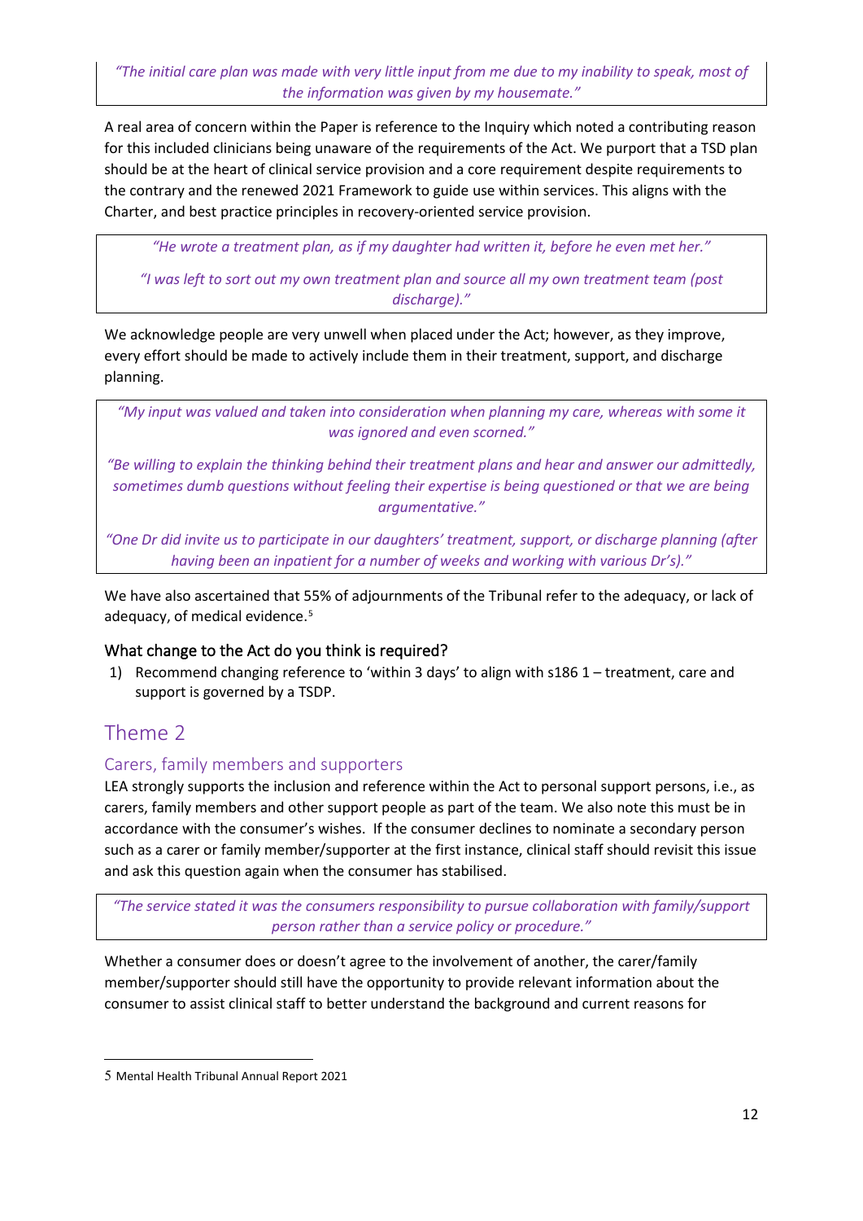*"The initial care plan was made with very little input from me due to my inability to speak, most of the information was given by my housemate."*

A real area of concern within the Paper is reference to the Inquiry which noted a contributing reason for this included clinicians being unaware of the requirements of the Act. We purport that a TSD plan should be at the heart of clinical service provision and a core requirement despite requirements to the contrary and the renewed 2021 Framework to guide use within services. This aligns with the Charter, and best practice principles in recovery-oriented service provision.

*"He wrote a treatment plan, as if my daughter had written it, before he even met her."*

*"I was left to sort out my own treatment plan and source all my own treatment team (post discharge)."*

We acknowledge people are very unwell when placed under the Act; however, as they improve, every effort should be made to actively include them in their treatment, support, and discharge planning.

*"My input was valued and taken into consideration when planning my care, whereas with some it was ignored and even scorned."*

*"Be willing to explain the thinking behind their treatment plans and hear and answer our admittedly, sometimes dumb questions without feeling their expertise is being questioned or that we are being argumentative."*

*"One Dr did invite us to participate in our daughters' treatment, support, or discharge planning (after having been an inpatient for a number of weeks and working with various Dr's)."*

We have also ascertained that 55% of adjournments of the Tribunal refer to the adequacy, or lack of adequacy, of medical evidence.[5]

### What change to the Act do you think is required?

1) Recommend changing reference to 'within 3 days' to align with s186 1 – treatment, care and support is governed by a TSDP.

## Theme 2

### Carers, family members and supporters

LEA strongly supports the inclusion and reference within the Act to personal support persons, i.e., as carers, family members and other support people as part of the team. We also note this must be in accordance with the consumer's wishes. If the consumer declines to nominate a secondary person such as a carer or family member/supporter at the first instance, clinical staff should revisit this issue and ask this question again when the consumer has stabilised.

*"The service stated it was the consumers responsibility to pursue collaboration with family/support person rather than a service policy or procedure."*

Whether a consumer does or doesn't agree to the involvement of another, the carer/family member/supporter should still have the opportunity to provide relevant information about the consumer to assist clinical staff to better understand the background and current reasons for

---

5 Mental Health Tribunal Annual Report 2021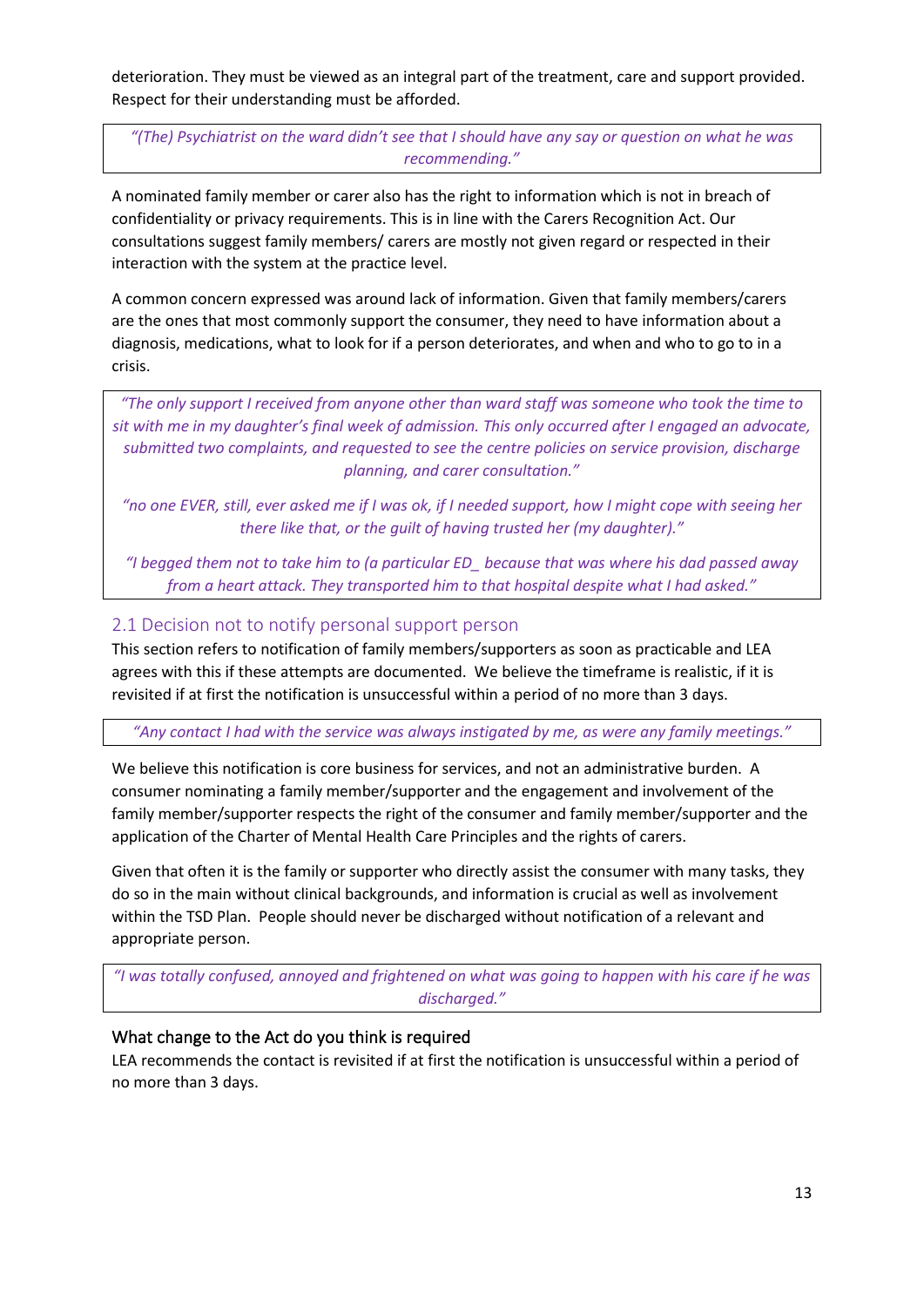deterioration. They must be viewed as an integral part of the treatment, care and support provided. Respect for their understanding must be afforded.

> *"(The) Psychiatrist on the ward didn't see that I should have any say or question on what he was recommending."*

A nominated family member or carer also has the right to information which is not in breach of confidentiality or privacy requirements. This is in line with the Carers Recognition Act. Our consultations suggest family members/ carers are mostly not given regard or respected in their interaction with the system at the practice level.

A common concern expressed was around lack of information. Given that family members/carers are the ones that most commonly support the consumer, they need to have information about a diagnosis, medications, what to look for if a person deteriorates, and when and who to go to in a crisis.

> *"The only support I received from anyone other than ward staff was someone who took the time to sit with me in my daughter's final week of admission. This only occurred after I engaged an advocate, submitted two complaints, and requested to see the centre policies on service provision, discharge planning, and carer consultation."*
>
> *"no one EVER, still, ever asked me if I was ok, if I needed support, how I might cope with seeing her there like that, or the guilt of having trusted her (my daughter)."*
>
> *"I begged them not to take him to (a particular ED_ because that was where his dad passed away from a heart attack. They transported him to that hospital despite what I had asked."*

## 2.1 Decision not to notify personal support person

This section refers to notification of family members/supporters as soon as practicable and LEA agrees with this if these attempts are documented. We believe the timeframe is realistic, if it is revisited if at first the notification is unsuccessful within a period of no more than 3 days.

> *"Any contact I had with the service was always instigated by me, as were any family meetings."*

We believe this notification is core business for services, and not an administrative burden. A consumer nominating a family member/supporter and the engagement and involvement of the family member/supporter respects the right of the consumer and family member/supporter and the application of the Charter of Mental Health Care Principles and the rights of carers.

Given that often it is the family or supporter who directly assist the consumer with many tasks, they do so in the main without clinical backgrounds, and information is crucial as well as involvement within the TSD Plan. People should never be discharged without notification of a relevant and appropriate person.

> *"I was totally confused, annoyed and frightened on what was going to happen with his care if he was discharged."*

### What change to the Act do you think is required

LEA recommends the contact is revisited if at first the notification is unsuccessful within a period of no more than 3 days.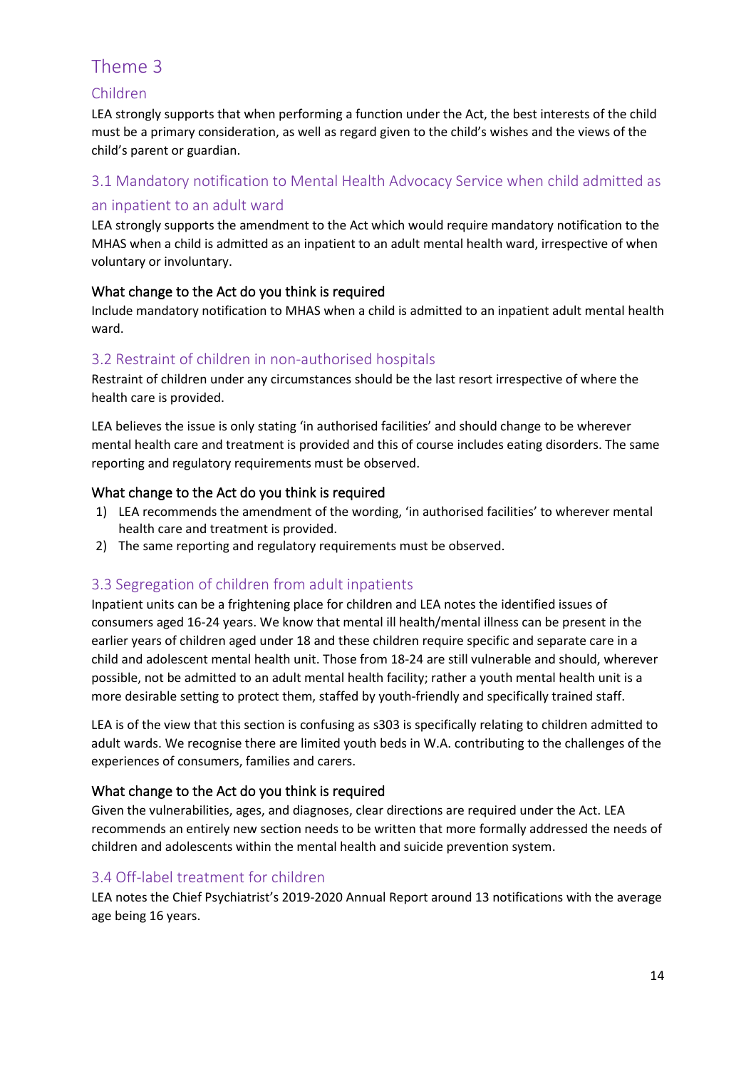# Theme 3

## Children

LEA strongly supports that when performing a function under the Act, the best interests of the child must be a primary consideration, as well as regard given to the child's wishes and the views of the child's parent or guardian.

## 3.1 Mandatory notification to Mental Health Advocacy Service when child admitted as an inpatient to an adult ward

LEA strongly supports the amendment to the Act which would require mandatory notification to the MHAS when a child is admitted as an inpatient to an adult mental health ward, irrespective of when voluntary or involuntary.

### What change to the Act do you think is required

Include mandatory notification to MHAS when a child is admitted to an inpatient adult mental health ward.

## 3.2 Restraint of children in non-authorised hospitals

Restraint of children under any circumstances should be the last resort irrespective of where the health care is provided.

LEA believes the issue is only stating 'in authorised facilities' and should change to be wherever mental health care and treatment is provided and this of course includes eating disorders. The same reporting and regulatory requirements must be observed.

### What change to the Act do you think is required

1) LEA recommends the amendment of the wording, 'in authorised facilities' to wherever mental health care and treatment is provided.
2) The same reporting and regulatory requirements must be observed.

## 3.3 Segregation of children from adult inpatients

Inpatient units can be a frightening place for children and LEA notes the identified issues of consumers aged 16-24 years. We know that mental ill health/mental illness can be present in the earlier years of children aged under 18 and these children require specific and separate care in a child and adolescent mental health unit. Those from 18-24 are still vulnerable and should, wherever possible, not be admitted to an adult mental health facility; rather a youth mental health unit is a more desirable setting to protect them, staffed by youth-friendly and specifically trained staff.

LEA is of the view that this section is confusing as s303 is specifically relating to children admitted to adult wards. We recognise there are limited youth beds in W.A. contributing to the challenges of the experiences of consumers, families and carers.

### What change to the Act do you think is required

Given the vulnerabilities, ages, and diagnoses, clear directions are required under the Act. LEA recommends an entirely new section needs to be written that more formally addressed the needs of children and adolescents within the mental health and suicide prevention system.

## 3.4 Off-label treatment for children

LEA notes the Chief Psychiatrist's 2019-2020 Annual Report around 13 notifications with the average age being 16 years.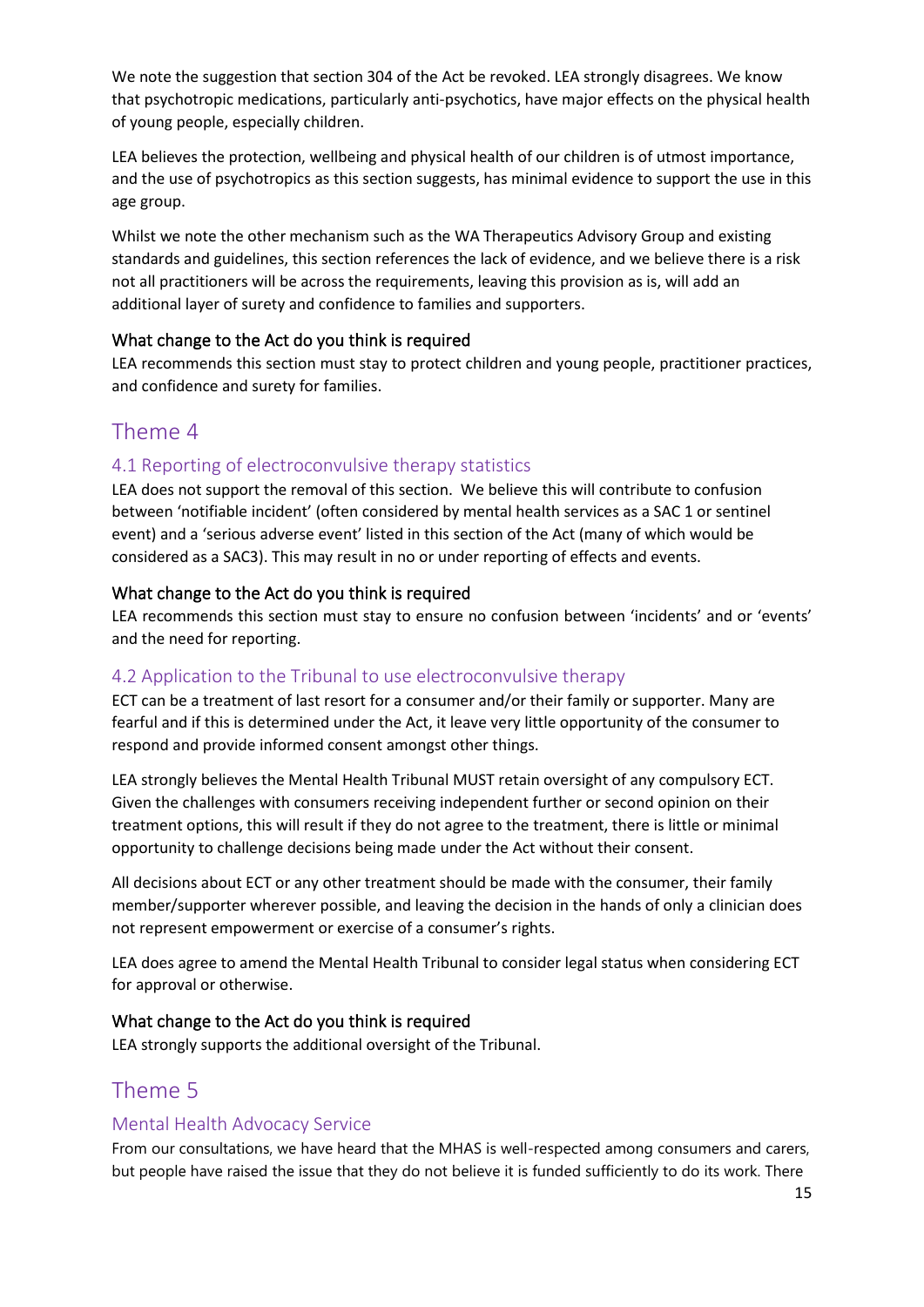We note the suggestion that section 304 of the Act be revoked. LEA strongly disagrees. We know that psychotropic medications, particularly anti-psychotics, have major effects on the physical health of young people, especially children.

LEA believes the protection, wellbeing and physical health of our children is of utmost importance, and the use of psychotropics as this section suggests, has minimal evidence to support the use in this age group.

Whilst we note the other mechanism such as the WA Therapeutics Advisory Group and existing standards and guidelines, this section references the lack of evidence, and we believe there is a risk not all practitioners will be across the requirements, leaving this provision as is, will add an additional layer of surety and confidence to families and supporters.

#### What change to the Act do you think is required

LEA recommends this section must stay to protect children and young people, practitioner practices, and confidence and surety for families.

## Theme 4

### 4.1 Reporting of electroconvulsive therapy statistics

LEA does not support the removal of this section. We believe this will contribute to confusion between 'notifiable incident' (often considered by mental health services as a SAC 1 or sentinel event) and a 'serious adverse event' listed in this section of the Act (many of which would be considered as a SAC3). This may result in no or under reporting of effects and events.

#### What change to the Act do you think is required

LEA recommends this section must stay to ensure no confusion between 'incidents' and or 'events' and the need for reporting.

### 4.2 Application to the Tribunal to use electroconvulsive therapy

ECT can be a treatment of last resort for a consumer and/or their family or supporter. Many are fearful and if this is determined under the Act, it leave very little opportunity of the consumer to respond and provide informed consent amongst other things.

LEA strongly believes the Mental Health Tribunal MUST retain oversight of any compulsory ECT. Given the challenges with consumers receiving independent further or second opinion on their treatment options, this will result if they do not agree to the treatment, there is little or minimal opportunity to challenge decisions being made under the Act without their consent.

All decisions about ECT or any other treatment should be made with the consumer, their family member/supporter wherever possible, and leaving the decision in the hands of only a clinician does not represent empowerment or exercise of a consumer's rights.

LEA does agree to amend the Mental Health Tribunal to consider legal status when considering ECT for approval or otherwise.

#### What change to the Act do you think is required

LEA strongly supports the additional oversight of the Tribunal.

## Theme 5

### Mental Health Advocacy Service

From our consultations, we have heard that the MHAS is well-respected among consumers and carers, but people have raised the issue that they do not believe it is funded sufficiently to do its work. There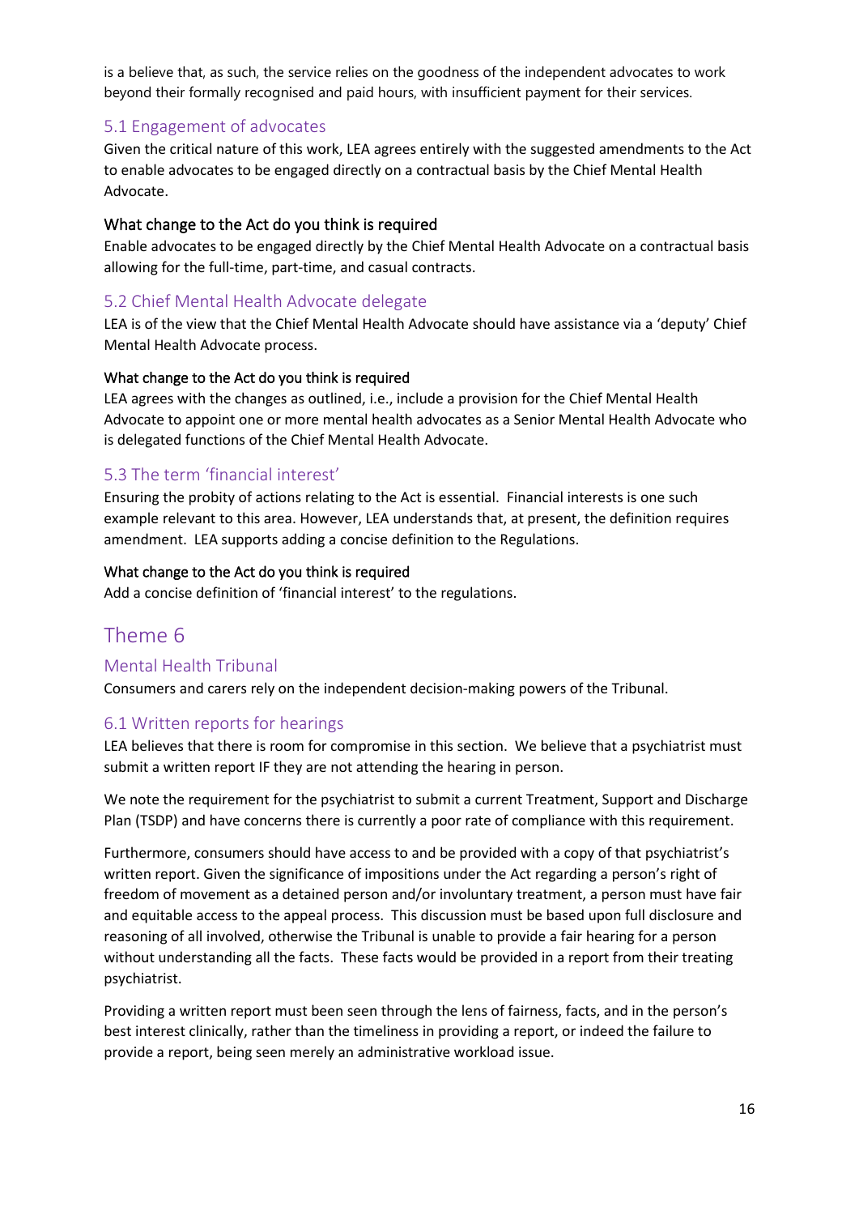is a believe that, as such, the service relies on the goodness of the independent advocates to work beyond their formally recognised and paid hours, with insufficient payment for their services.

### 5.1 Engagement of advocates

Given the critical nature of this work, LEA agrees entirely with the suggested amendments to the Act to enable advocates to be engaged directly on a contractual basis by the Chief Mental Health Advocate.

#### What change to the Act do you think is required

Enable advocates to be engaged directly by the Chief Mental Health Advocate on a contractual basis allowing for the full-time, part-time, and casual contracts.

### 5.2 Chief Mental Health Advocate delegate

LEA is of the view that the Chief Mental Health Advocate should have assistance via a 'deputy' Chief Mental Health Advocate process.

#### What change to the Act do you think is required

LEA agrees with the changes as outlined, i.e., include a provision for the Chief Mental Health Advocate to appoint one or more mental health advocates as a Senior Mental Health Advocate who is delegated functions of the Chief Mental Health Advocate.

### 5.3 The term 'financial interest'

Ensuring the probity of actions relating to the Act is essential. Financial interests is one such example relevant to this area. However, LEA understands that, at present, the definition requires amendment. LEA supports adding a concise definition to the Regulations.

#### What change to the Act do you think is required

Add a concise definition of 'financial interest' to the regulations.

## Theme 6

### Mental Health Tribunal

Consumers and carers rely on the independent decision-making powers of the Tribunal.

### 6.1 Written reports for hearings

LEA believes that there is room for compromise in this section. We believe that a psychiatrist must submit a written report IF they are not attending the hearing in person.

We note the requirement for the psychiatrist to submit a current Treatment, Support and Discharge Plan (TSDP) and have concerns there is currently a poor rate of compliance with this requirement.

Furthermore, consumers should have access to and be provided with a copy of that psychiatrist's written report. Given the significance of impositions under the Act regarding a person's right of freedom of movement as a detained person and/or involuntary treatment, a person must have fair and equitable access to the appeal process. This discussion must be based upon full disclosure and reasoning of all involved, otherwise the Tribunal is unable to provide a fair hearing for a person without understanding all the facts. These facts would be provided in a report from their treating psychiatrist.

Providing a written report must been seen through the lens of fairness, facts, and in the person's best interest clinically, rather than the timeliness in providing a report, or indeed the failure to provide a report, being seen merely an administrative workload issue.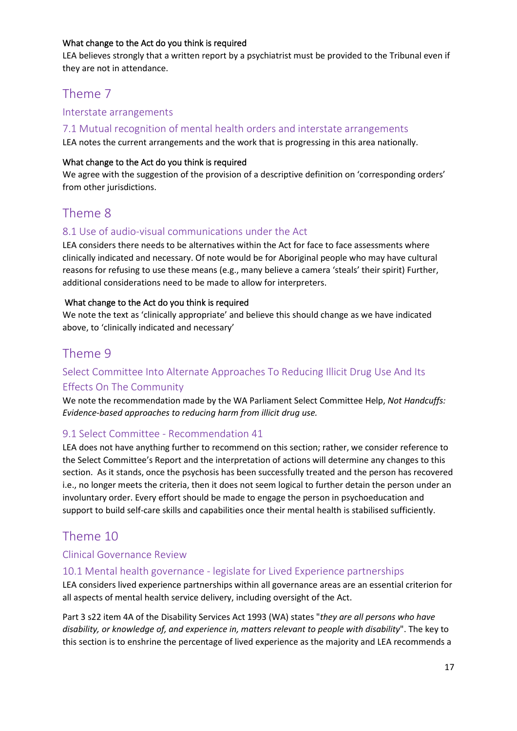#### What change to the Act do you think is required

LEA believes strongly that a written report by a psychiatrist must be provided to the Tribunal even if they are not in attendance.

# Theme 7

## Interstate arrangements

### 7.1 Mutual recognition of mental health orders and interstate arrangements

LEA notes the current arrangements and the work that is progressing in this area nationally.

#### What change to the Act do you think is required

We agree with the suggestion of the provision of a descriptive definition on 'corresponding orders' from other jurisdictions.

# Theme 8

### 8.1 Use of audio-visual communications under the Act

LEA considers there needs to be alternatives within the Act for face to face assessments where clinically indicated and necessary. Of note would be for Aboriginal people who may have cultural reasons for refusing to use these means (e.g., many believe a camera 'steals' their spirit) Further, additional considerations need to be made to allow for interpreters.

#### What change to the Act do you think is required

We note the text as 'clinically appropriate' and believe this should change as we have indicated above, to 'clinically indicated and necessary'

# Theme 9

## Select Committee Into Alternate Approaches To Reducing Illicit Drug Use And Its Effects On The Community

We note the recommendation made by the WA Parliament Select Committee Help, *Not Handcuffs: Evidence-based approaches to reducing harm from illicit drug use.*

### 9.1 Select Committee - Recommendation 41

LEA does not have anything further to recommend on this section; rather, we consider reference to the Select Committee's Report and the interpretation of actions will determine any changes to this section. As it stands, once the psychosis has been successfully treated and the person has recovered i.e., no longer meets the criteria, then it does not seem logical to further detain the person under an involuntary order. Every effort should be made to engage the person in psychoeducation and support to build self-care skills and capabilities once their mental health is stabilised sufficiently.

# Theme 10

## Clinical Governance Review

### 10.1 Mental health governance - legislate for Lived Experience partnerships

LEA considers lived experience partnerships within all governance areas are an essential criterion for all aspects of mental health service delivery, including oversight of the Act.

Part 3 s22 item 4A of the Disability Services Act 1993 (WA) states "*they are all persons who have disability, or knowledge of, and experience in, matters relevant to people with disability*". The key to this section is to enshrine the percentage of lived experience as the majority and LEA recommends a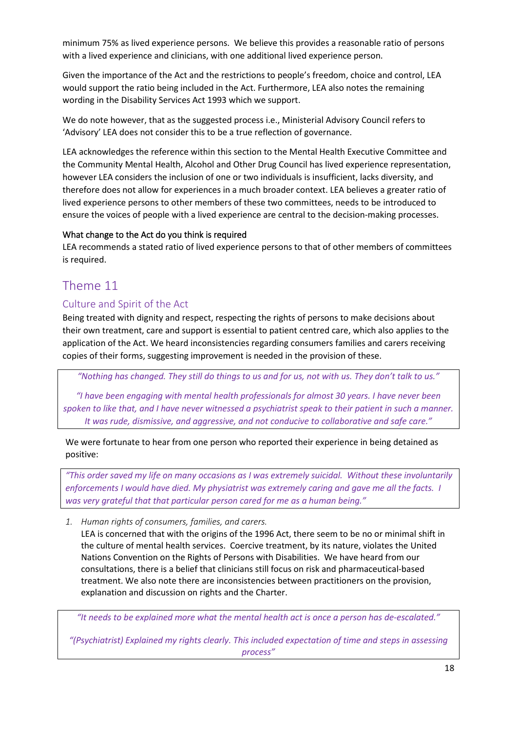minimum 75% as lived experience persons. We believe this provides a reasonable ratio of persons with a lived experience and clinicians, with one additional lived experience person.

Given the importance of the Act and the restrictions to people's freedom, choice and control, LEA would support the ratio being included in the Act. Furthermore, LEA also notes the remaining wording in the Disability Services Act 1993 which we support.

We do note however, that as the suggested process i.e., Ministerial Advisory Council refers to 'Advisory' LEA does not consider this to be a true reflection of governance.

LEA acknowledges the reference within this section to the Mental Health Executive Committee and the Community Mental Health, Alcohol and Other Drug Council has lived experience representation, however LEA considers the inclusion of one or two individuals is insufficient, lacks diversity, and therefore does not allow for experiences in a much broader context. LEA believes a greater ratio of lived experience persons to other members of these two committees, needs to be introduced to ensure the voices of people with a lived experience are central to the decision-making processes.

What change to the Act do you think is required

LEA recommends a stated ratio of lived experience persons to that of other members of committees is required.

# Theme 11

## Culture and Spirit of the Act

Being treated with dignity and respect, respecting the rights of persons to make decisions about their own treatment, care and support is essential to patient centred care, which also applies to the application of the Act. We heard inconsistencies regarding consumers families and carers receiving copies of their forms, suggesting improvement is needed in the provision of these.

> *"Nothing has changed. They still do things to us and for us, not with us. They don't talk to us."*
>
> *"I have been engaging with mental health professionals for almost 30 years. I have never been spoken to like that, and I have never witnessed a psychiatrist speak to their patient in such a manner. It was rude, dismissive, and aggressive, and not conducive to collaborative and safe care."*

We were fortunate to hear from one person who reported their experience in being detained as positive:

> *"This order saved my life on many occasions as I was extremely suicidal. Without these involuntarily enforcements I would have died. My physiatrist was extremely caring and gave me all the facts. I was very grateful that that particular person cared for me as a human being."*

1. *Human rights of consumers, families, and carers.*
   LEA is concerned that with the origins of the 1996 Act, there seem to be no or minimal shift in the culture of mental health services. Coercive treatment, by its nature, violates the United Nations Convention on the Rights of Persons with Disabilities. We have heard from our consultations, there is a belief that clinicians still focus on risk and pharmaceutical-based treatment. We also note there are inconsistencies between practitioners on the provision, explanation and discussion on rights and the Charter.

> *"It needs to be explained more what the mental health act is once a person has de-escalated."*
>
> *"(Psychiatrist) Explained my rights clearly. This included expectation of time and steps in assessing process"*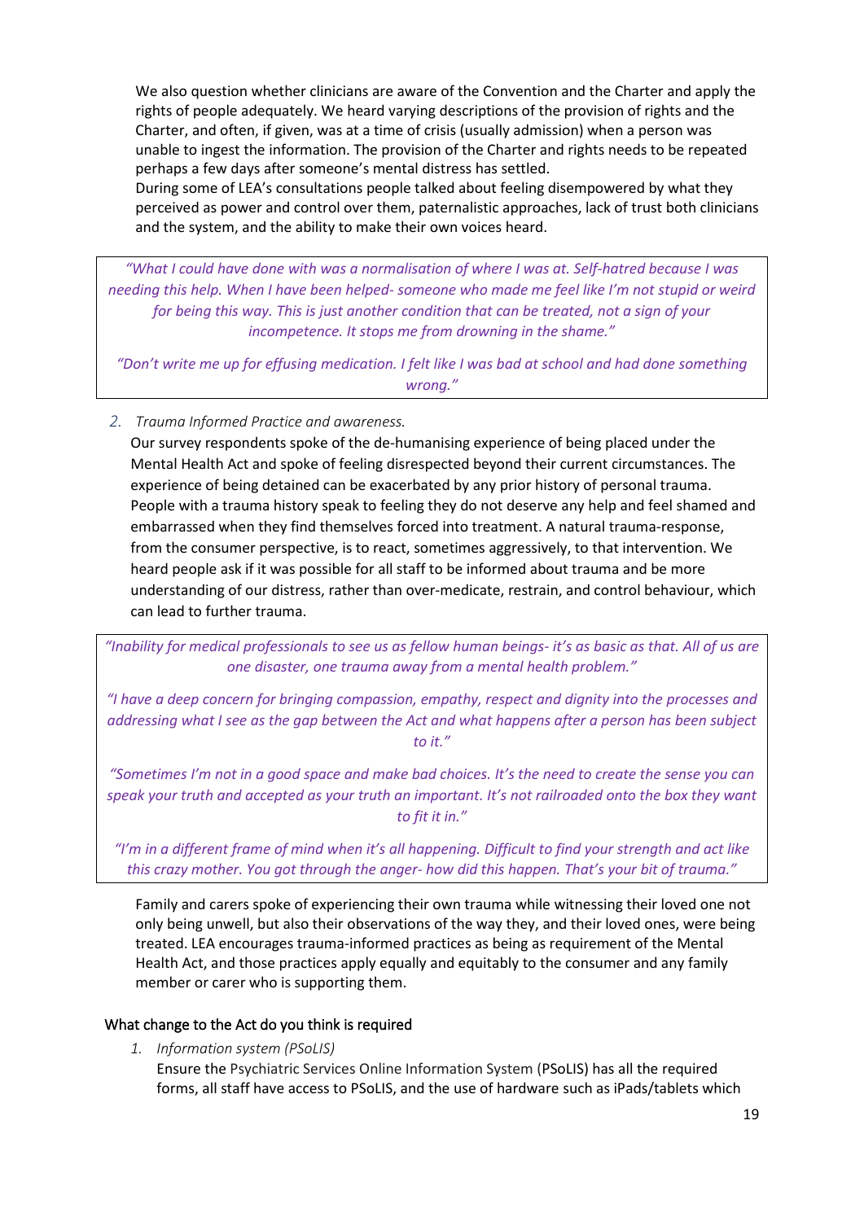We also question whether clinicians are aware of the Convention and the Charter and apply the rights of people adequately. We heard varying descriptions of the provision of rights and the Charter, and often, if given, was at a time of crisis (usually admission) when a person was unable to ingest the information. The provision of the Charter and rights needs to be repeated perhaps a few days after someone's mental distress has settled.
During some of LEA's consultations people talked about feeling disempowered by what they perceived as power and control over them, paternalistic approaches, lack of trust both clinicians and the system, and the ability to make their own voices heard.

> *"What I could have done with was a normalisation of where I was at. Self-hatred because I was needing this help. When I have been helped- someone who made me feel like I'm not stupid or weird for being this way. This is just another condition that can be treated, not a sign of your incompetence. It stops me from drowning in the shame."*
>
> *"Don't write me up for effusing medication. I felt like I was bad at school and had done something wrong."*

2. *Trauma Informed Practice and awareness.*

   Our survey respondents spoke of the de-humanising experience of being placed under the Mental Health Act and spoke of feeling disrespected beyond their current circumstances. The experience of being detained can be exacerbated by any prior history of personal trauma. People with a trauma history speak to feeling they do not deserve any help and feel shamed and embarrassed when they find themselves forced into treatment. A natural trauma-response, from the consumer perspective, is to react, sometimes aggressively, to that intervention. We heard people ask if it was possible for all staff to be informed about trauma and be more understanding of our distress, rather than over-medicate, restrain, and control behaviour, which can lead to further trauma.

> *"Inability for medical professionals to see us as fellow human beings- it's as basic as that. All of us are one disaster, one trauma away from a mental health problem."*
>
> *"I have a deep concern for bringing compassion, empathy, respect and dignity into the processes and addressing what I see as the gap between the Act and what happens after a person has been subject to it."*
>
> *"Sometimes I'm not in a good space and make bad choices. It's the need to create the sense you can speak your truth and accepted as your truth an important. It's not railroaded onto the box they want to fit it in."*
>
> *"I'm in a different frame of mind when it's all happening. Difficult to find your strength and act like this crazy mother. You got through the anger- how did this happen. That's your bit of trauma."*

Family and carers spoke of experiencing their own trauma while witnessing their loved one not only being unwell, but also their observations of the way they, and their loved ones, were being treated. LEA encourages trauma-informed practices as being as requirement of the Mental Health Act, and those practices apply equally and equitably to the consumer and any family member or carer who is supporting them.

## What change to the Act do you think is required

1. *Information system (PSoLIS)*

   Ensure the Psychiatric Services Online Information System (PSoLIS) has all the required forms, all staff have access to PSoLIS, and the use of hardware such as iPads/tablets which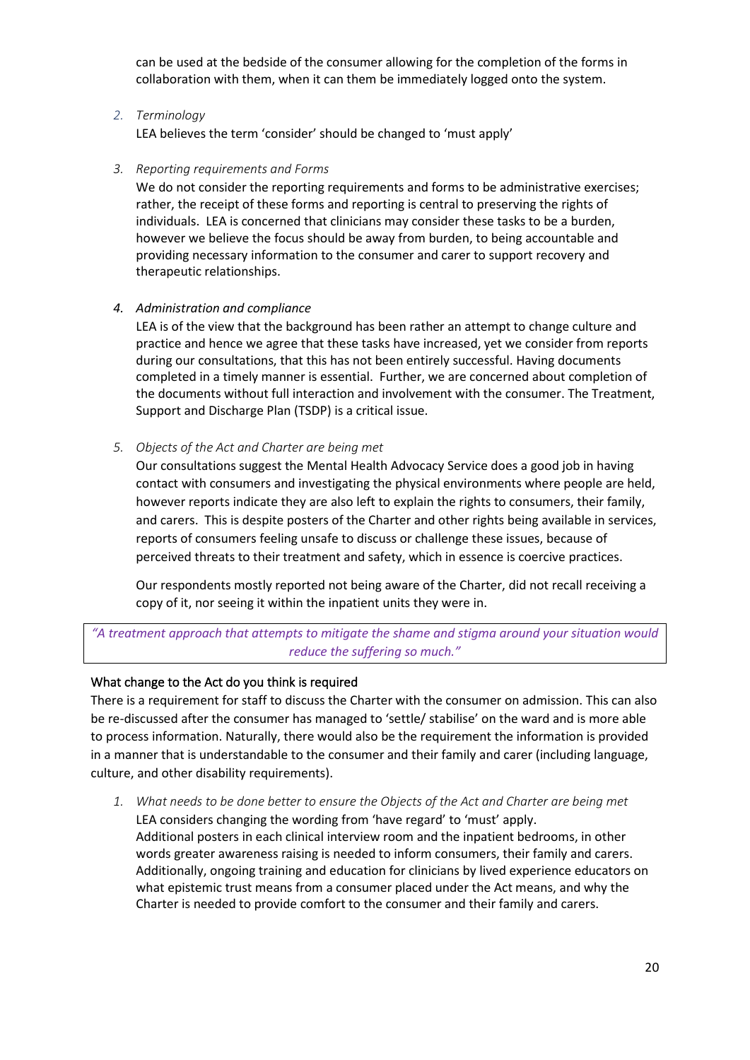can be used at the bedside of the consumer allowing for the completion of the forms in collaboration with them, when it can them be immediately logged onto the system.

2. *Terminology*

   LEA believes the term 'consider' should be changed to 'must apply'

3. *Reporting requirements and Forms*

   We do not consider the reporting requirements and forms to be administrative exercises; rather, the receipt of these forms and reporting is central to preserving the rights of individuals. LEA is concerned that clinicians may consider these tasks to be a burden, however we believe the focus should be away from burden, to being accountable and providing necessary information to the consumer and carer to support recovery and therapeutic relationships.

4. *Administration and compliance*

   LEA is of the view that the background has been rather an attempt to change culture and practice and hence we agree that these tasks have increased, yet we consider from reports during our consultations, that this has not been entirely successful. Having documents completed in a timely manner is essential. Further, we are concerned about completion of the documents without full interaction and involvement with the consumer. The Treatment, Support and Discharge Plan (TSDP) is a critical issue.

5. *Objects of the Act and Charter are being met*

   Our consultations suggest the Mental Health Advocacy Service does a good job in having contact with consumers and investigating the physical environments where people are held, however reports indicate they are also left to explain the rights to consumers, their family, and carers. This is despite posters of the Charter and other rights being available in services, reports of consumers feeling unsafe to discuss or challenge these issues, because of perceived threats to their treatment and safety, which in essence is coercive practices.

   Our respondents mostly reported not being aware of the Charter, did not recall receiving a copy of it, nor seeing it within the inpatient units they were in.

> *"A treatment approach that attempts to mitigate the shame and stigma around your situation would reduce the suffering so much."*

### What change to the Act do you think is required

There is a requirement for staff to discuss the Charter with the consumer on admission. This can also be re-discussed after the consumer has managed to 'settle/ stabilise' on the ward and is more able to process information. Naturally, there would also be the requirement the information is provided in a manner that is understandable to the consumer and their family and carer (including language, culture, and other disability requirements).

1. *What needs to be done better to ensure the Objects of the Act and Charter are being met*

   LEA considers changing the wording from 'have regard' to 'must' apply.
   Additional posters in each clinical interview room and the inpatient bedrooms, in other words greater awareness raising is needed to inform consumers, their family and carers. Additionally, ongoing training and education for clinicians by lived experience educators on what epistemic trust means from a consumer placed under the Act means, and why the Charter is needed to provide comfort to the consumer and their family and carers.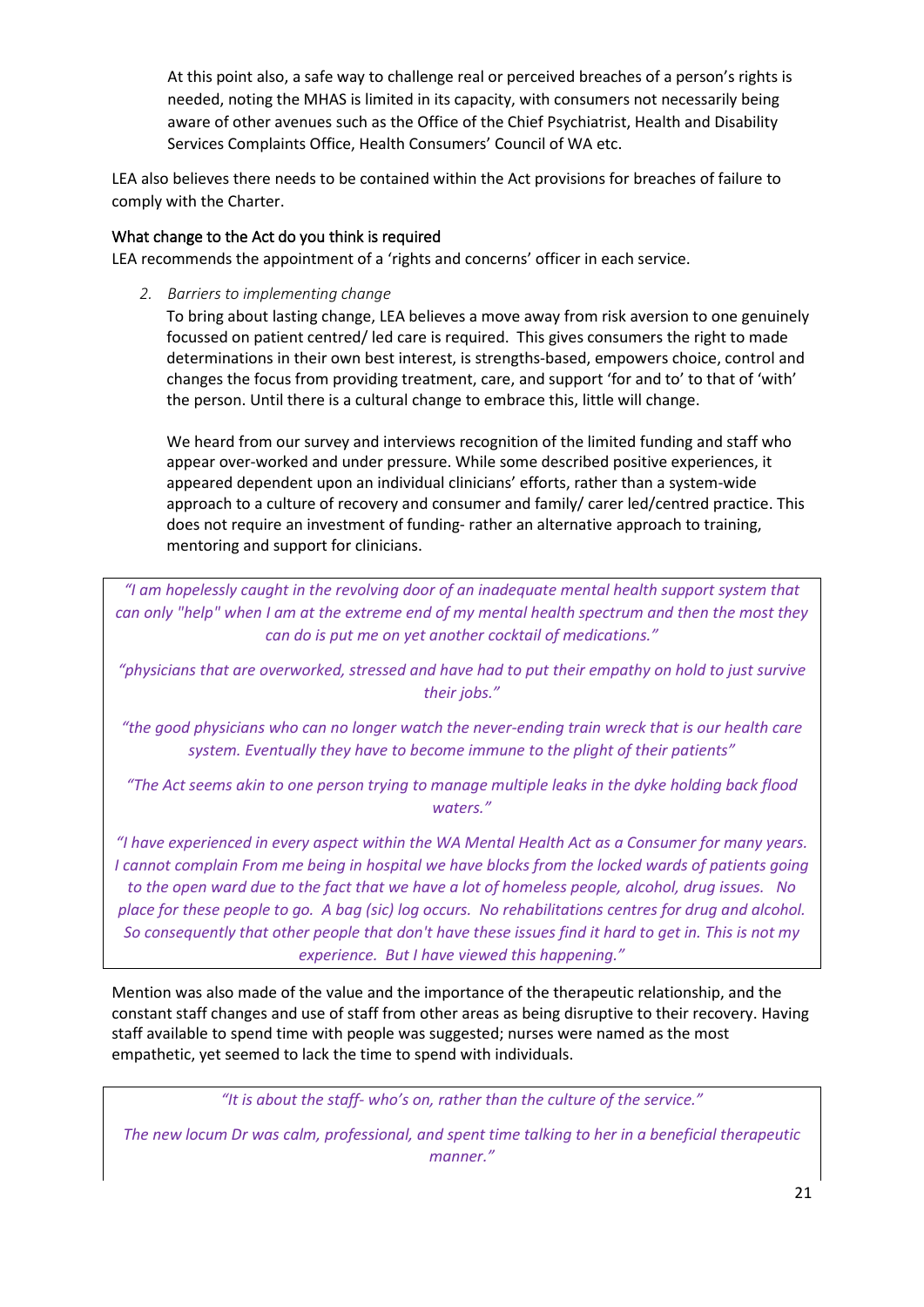At this point also, a safe way to challenge real or perceived breaches of a person's rights is needed, noting the MHAS is limited in its capacity, with consumers not necessarily being aware of other avenues such as the Office of the Chief Psychiatrist, Health and Disability Services Complaints Office, Health Consumers' Council of WA etc.

LEA also believes there needs to be contained within the Act provisions for breaches of failure to comply with the Charter.

What change to the Act do you think is required

LEA recommends the appointment of a 'rights and concerns' officer in each service.

2. *Barriers to implementing change*

   To bring about lasting change, LEA believes a move away from risk aversion to one genuinely focussed on patient centred/ led care is required. This gives consumers the right to made determinations in their own best interest, is strengths-based, empowers choice, control and changes the focus from providing treatment, care, and support 'for and to' to that of 'with' the person. Until there is a cultural change to embrace this, little will change.

   We heard from our survey and interviews recognition of the limited funding and staff who appear over-worked and under pressure. While some described positive experiences, it appeared dependent upon an individual clinicians' efforts, rather than a system-wide approach to a culture of recovery and consumer and family/ carer led/centred practice. This does not require an investment of funding- rather an alternative approach to training, mentoring and support for clinicians.

> *"I am hopelessly caught in the revolving door of an inadequate mental health support system that can only "help" when I am at the extreme end of my mental health spectrum and then the most they can do is put me on yet another cocktail of medications."*
>
> *"physicians that are overworked, stressed and have had to put their empathy on hold to just survive their jobs."*
>
> *"the good physicians who can no longer watch the never-ending train wreck that is our health care system. Eventually they have to become immune to the plight of their patients"*
>
> *"The Act seems akin to one person trying to manage multiple leaks in the dyke holding back flood waters."*
>
> *"I have experienced in every aspect within the WA Mental Health Act as a Consumer for many years. I cannot complain From me being in hospital we have blocks from the locked wards of patients going to the open ward due to the fact that we have a lot of homeless people, alcohol, drug issues. No place for these people to go. A bag (sic) log occurs. No rehabilitations centres for drug and alcohol. So consequently that other people that don't have these issues find it hard to get in. This is not my experience. But I have viewed this happening."*

Mention was also made of the value and the importance of the therapeutic relationship, and the constant staff changes and use of staff from other areas as being disruptive to their recovery. Having staff available to spend time with people was suggested; nurses were named as the most empathetic, yet seemed to lack the time to spend with individuals.

> *"It is about the staff- who's on, rather than the culture of the service."*
>
> *The new locum Dr was calm, professional, and spent time talking to her in a beneficial therapeutic manner."*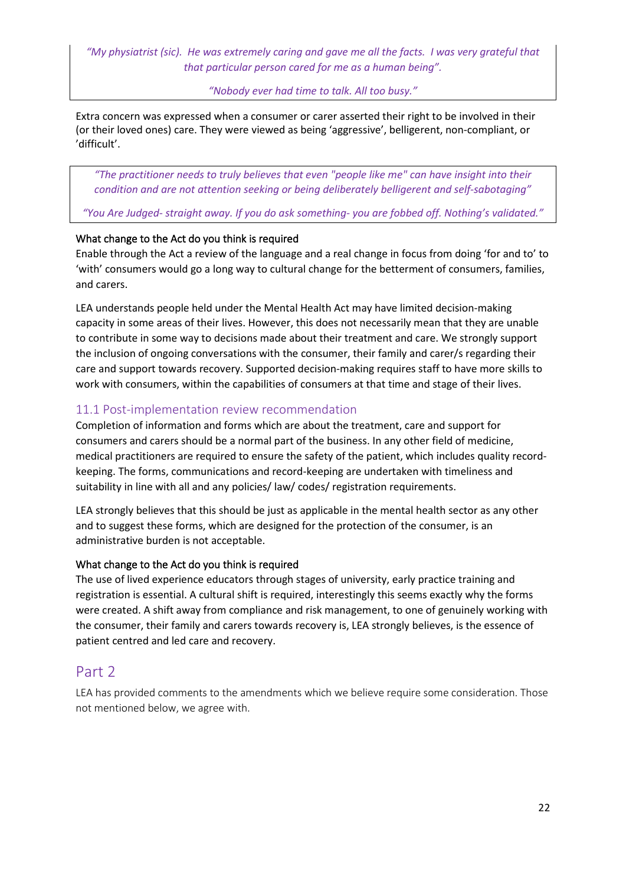*"My physiatrist (sic). He was extremely caring and gave me all the facts. I was very grateful that that particular person cared for me as a human being".*

*"Nobody ever had time to talk. All too busy."*

Extra concern was expressed when a consumer or carer asserted their right to be involved in their (or their loved ones) care. They were viewed as being 'aggressive', belligerent, non-compliant, or 'difficult'.

*"The practitioner needs to truly believes that even "people like me" can have insight into their condition and are not attention seeking or being deliberately belligerent and self-sabotaging"*

*"You Are Judged- straight away. If you do ask something- you are fobbed off. Nothing's validated."*

What change to the Act do you think is required

Enable through the Act a review of the language and a real change in focus from doing 'for and to' to 'with' consumers would go a long way to cultural change for the betterment of consumers, families, and carers.

LEA understands people held under the Mental Health Act may have limited decision-making capacity in some areas of their lives. However, this does not necessarily mean that they are unable to contribute in some way to decisions made about their treatment and care. We strongly support the inclusion of ongoing conversations with the consumer, their family and carer/s regarding their care and support towards recovery. Supported decision-making requires staff to have more skills to work with consumers, within the capabilities of consumers at that time and stage of their lives.

### 11.1 Post-implementation review recommendation

Completion of information and forms which are about the treatment, care and support for consumers and carers should be a normal part of the business. In any other field of medicine, medical practitioners are required to ensure the safety of the patient, which includes quality record-keeping. The forms, communications and record-keeping are undertaken with timeliness and suitability in line with all and any policies/ law/ codes/ registration requirements.

LEA strongly believes that this should be just as applicable in the mental health sector as any other and to suggest these forms, which are designed for the protection of the consumer, is an administrative burden is not acceptable.

What change to the Act do you think is required

The use of lived experience educators through stages of university, early practice training and registration is essential. A cultural shift is required, interestingly this seems exactly why the forms were created. A shift away from compliance and risk management, to one of genuinely working with the consumer, their family and carers towards recovery is, LEA strongly believes, is the essence of patient centred and led care and recovery.

## Part 2

LEA has provided comments to the amendments which we believe require some consideration. Those not mentioned below, we agree with.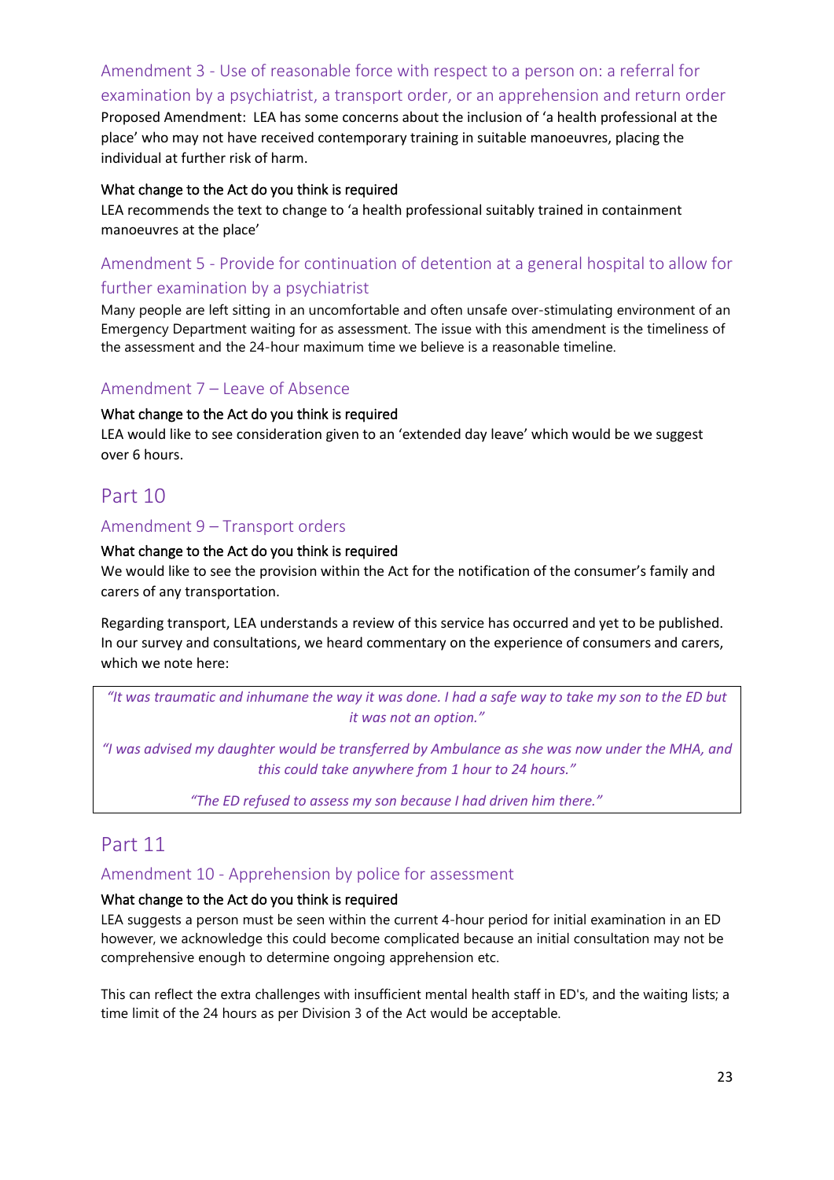### Amendment 3 - Use of reasonable force with respect to a person on: a referral for examination by a psychiatrist, a transport order, or an apprehension and return order

Proposed Amendment: LEA has some concerns about the inclusion of 'a health professional at the place' who may not have received contemporary training in suitable manoeuvres, placing the individual at further risk of harm.

What change to the Act do you think is required

LEA recommends the text to change to 'a health professional suitably trained in containment manoeuvres at the place'

### Amendment 5 - Provide for continuation of detention at a general hospital to allow for further examination by a psychiatrist

Many people are left sitting in an uncomfortable and often unsafe over-stimulating environment of an Emergency Department waiting for as assessment. The issue with this amendment is the timeliness of the assessment and the 24-hour maximum time we believe is a reasonable timeline.

### Amendment 7 – Leave of Absence

What change to the Act do you think is required

LEA would like to see consideration given to an 'extended day leave' which would be we suggest over 6 hours.

## Part 10

### Amendment 9 – Transport orders

What change to the Act do you think is required

We would like to see the provision within the Act for the notification of the consumer's family and carers of any transportation.

Regarding transport, LEA understands a review of this service has occurred and yet to be published. In our survey and consultations, we heard commentary on the experience of consumers and carers, which we note here:

> *"It was traumatic and inhumane the way it was done. I had a safe way to take my son to the ED but it was not an option."*
>
> *"I was advised my daughter would be transferred by Ambulance as she was now under the MHA, and this could take anywhere from 1 hour to 24 hours."*
>
> *"The ED refused to assess my son because I had driven him there."*

## Part 11

### Amendment 10 - Apprehension by police for assessment

What change to the Act do you think is required

LEA suggests a person must be seen within the current 4-hour period for initial examination in an ED however, we acknowledge this could become complicated because an initial consultation may not be comprehensive enough to determine ongoing apprehension etc.

This can reflect the extra challenges with insufficient mental health staff in ED's, and the waiting lists; a time limit of the 24 hours as per Division 3 of the Act would be acceptable.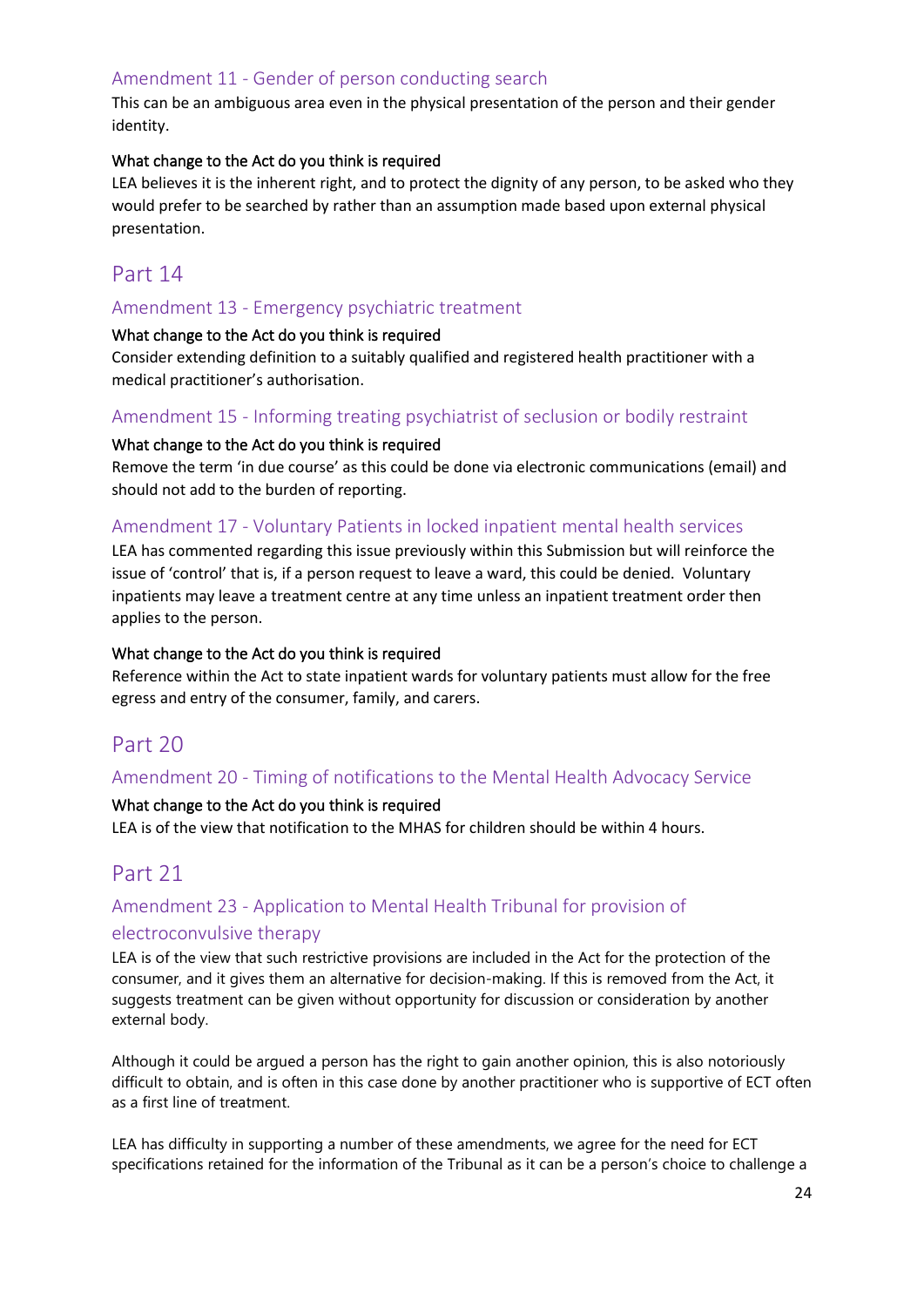### Amendment 11 - Gender of person conducting search

This can be an ambiguous area even in the physical presentation of the person and their gender identity.

**What change to the Act do you think is required**

LEA believes it is the inherent right, and to protect the dignity of any person, to be asked who they would prefer to be searched by rather than an assumption made based upon external physical presentation.

## Part 14

### Amendment 13 - Emergency psychiatric treatment

**What change to the Act do you think is required**

Consider extending definition to a suitably qualified and registered health practitioner with a medical practitioner's authorisation.

### Amendment 15 - Informing treating psychiatrist of seclusion or bodily restraint

**What change to the Act do you think is required**

Remove the term 'in due course' as this could be done via electronic communications (email) and should not add to the burden of reporting.

### Amendment 17 - Voluntary Patients in locked inpatient mental health services

LEA has commented regarding this issue previously within this Submission but will reinforce the issue of 'control' that is, if a person request to leave a ward, this could be denied. Voluntary inpatients may leave a treatment centre at any time unless an inpatient treatment order then applies to the person.

**What change to the Act do you think is required**

Reference within the Act to state inpatient wards for voluntary patients must allow for the free egress and entry of the consumer, family, and carers.

## Part 20

### Amendment 20 - Timing of notifications to the Mental Health Advocacy Service

**What change to the Act do you think is required**

LEA is of the view that notification to the MHAS for children should be within 4 hours.

## Part 21

### Amendment 23 - Application to Mental Health Tribunal for provision of electroconvulsive therapy

LEA is of the view that such restrictive provisions are included in the Act for the protection of the consumer, and it gives them an alternative for decision-making. If this is removed from the Act, it suggests treatment can be given without opportunity for discussion or consideration by another external body.

Although it could be argued a person has the right to gain another opinion, this is also notoriously difficult to obtain, and is often in this case done by another practitioner who is supportive of ECT often as a first line of treatment.

LEA has difficulty in supporting a number of these amendments, we agree for the need for ECT specifications retained for the information of the Tribunal as it can be a person's choice to challenge a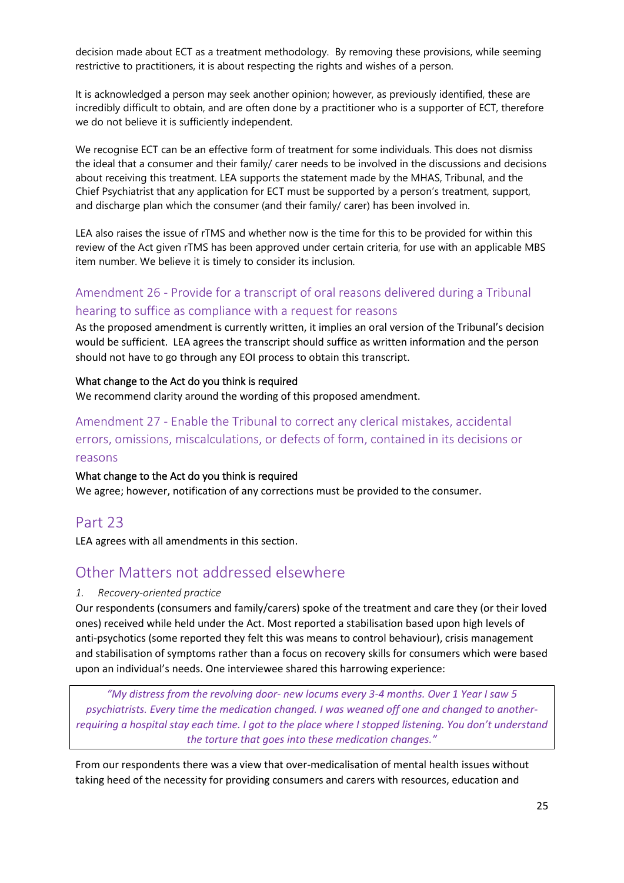decision made about ECT as a treatment methodology. By removing these provisions, while seeming restrictive to practitioners, it is about respecting the rights and wishes of a person.

It is acknowledged a person may seek another opinion; however, as previously identified, these are incredibly difficult to obtain, and are often done by a practitioner who is a supporter of ECT, therefore we do not believe it is sufficiently independent.

We recognise ECT can be an effective form of treatment for some individuals. This does not dismiss the ideal that a consumer and their family/ carer needs to be involved in the discussions and decisions about receiving this treatment. LEA supports the statement made by the MHAS, Tribunal, and the Chief Psychiatrist that any application for ECT must be supported by a person's treatment, support, and discharge plan which the consumer (and their family/ carer) has been involved in.

LEA also raises the issue of rTMS and whether now is the time for this to be provided for within this review of the Act given rTMS has been approved under certain criteria, for use with an applicable MBS item number. We believe it is timely to consider its inclusion.

### Amendment 26 - Provide for a transcript of oral reasons delivered during a Tribunal hearing to suffice as compliance with a request for reasons

As the proposed amendment is currently written, it implies an oral version of the Tribunal's decision would be sufficient. LEA agrees the transcript should suffice as written information and the person should not have to go through any EOI process to obtain this transcript.

#### What change to the Act do you think is required

We recommend clarity around the wording of this proposed amendment.

### Amendment 27 - Enable the Tribunal to correct any clerical mistakes, accidental errors, omissions, miscalculations, or defects of form, contained in its decisions or reasons

#### What change to the Act do you think is required

We agree; however, notification of any corrections must be provided to the consumer.

## Part 23

LEA agrees with all amendments in this section.

## Other Matters not addressed elsewhere

*1. Recovery-oriented practice*

Our respondents (consumers and family/carers) spoke of the treatment and care they (or their loved ones) received while held under the Act. Most reported a stabilisation based upon high levels of anti-psychotics (some reported they felt this was means to control behaviour), crisis management and stabilisation of symptoms rather than a focus on recovery skills for consumers which were based upon an individual's needs. One interviewee shared this harrowing experience:

> *"My distress from the revolving door- new locums every 3-4 months. Over 1 Year I saw 5 psychiatrists. Every time the medication changed. I was weaned off one and changed to another- requiring a hospital stay each time. I got to the place where I stopped listening. You don't understand the torture that goes into these medication changes."*

From our respondents there was a view that over-medicalisation of mental health issues without taking heed of the necessity for providing consumers and carers with resources, education and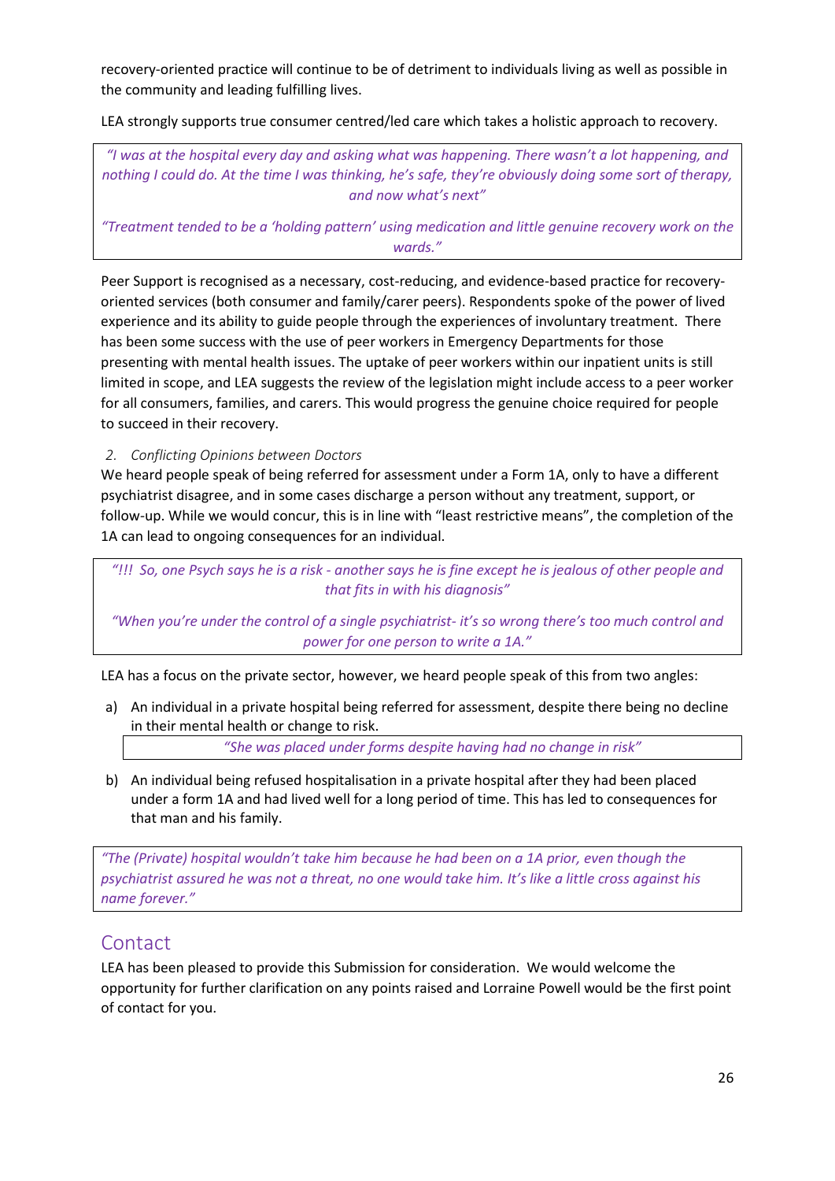recovery-oriented practice will continue to be of detriment to individuals living as well as possible in the community and leading fulfilling lives.

LEA strongly supports true consumer centred/led care which takes a holistic approach to recovery.

> *"I was at the hospital every day and asking what was happening. There wasn't a lot happening, and nothing I could do. At the time I was thinking, he's safe, they're obviously doing some sort of therapy, and now what's next"*
>
> *"Treatment tended to be a 'holding pattern' using medication and little genuine recovery work on the wards."*

Peer Support is recognised as a necessary, cost-reducing, and evidence-based practice for recovery-oriented services (both consumer and family/carer peers). Respondents spoke of the power of lived experience and its ability to guide people through the experiences of involuntary treatment. There has been some success with the use of peer workers in Emergency Departments for those presenting with mental health issues. The uptake of peer workers within our inpatient units is still limited in scope, and LEA suggests the review of the legislation might include access to a peer worker for all consumers, families, and carers. This would progress the genuine choice required for people to succeed in their recovery.

2. *Conflicting Opinions between Doctors*

We heard people speak of being referred for assessment under a Form 1A, only to have a different psychiatrist disagree, and in some cases discharge a person without any treatment, support, or follow-up. While we would concur, this is in line with "least restrictive means", the completion of the 1A can lead to ongoing consequences for an individual.

> *"!!! So, one Psych says he is a risk - another says he is fine except he is jealous of other people and that fits in with his diagnosis"*
>
> *"When you're under the control of a single psychiatrist- it's so wrong there's too much control and power for one person to write a 1A."*

LEA has a focus on the private sector, however, we heard people speak of this from two angles:

a) An individual in a private hospital being referred for assessment, despite there being no decline in their mental health or change to risk.

> *"She was placed under forms despite having had no change in risk"*

b) An individual being refused hospitalisation in a private hospital after they had been placed under a form 1A and had lived well for a long period of time. This has led to consequences for that man and his family.

> *"The (Private) hospital wouldn't take him because he had been on a 1A prior, even though the psychiatrist assured he was not a threat, no one would take him. It's like a little cross against his name forever."*

## Contact

LEA has been pleased to provide this Submission for consideration. We would welcome the opportunity for further clarification on any points raised and Lorraine Powell would be the first point of contact for you.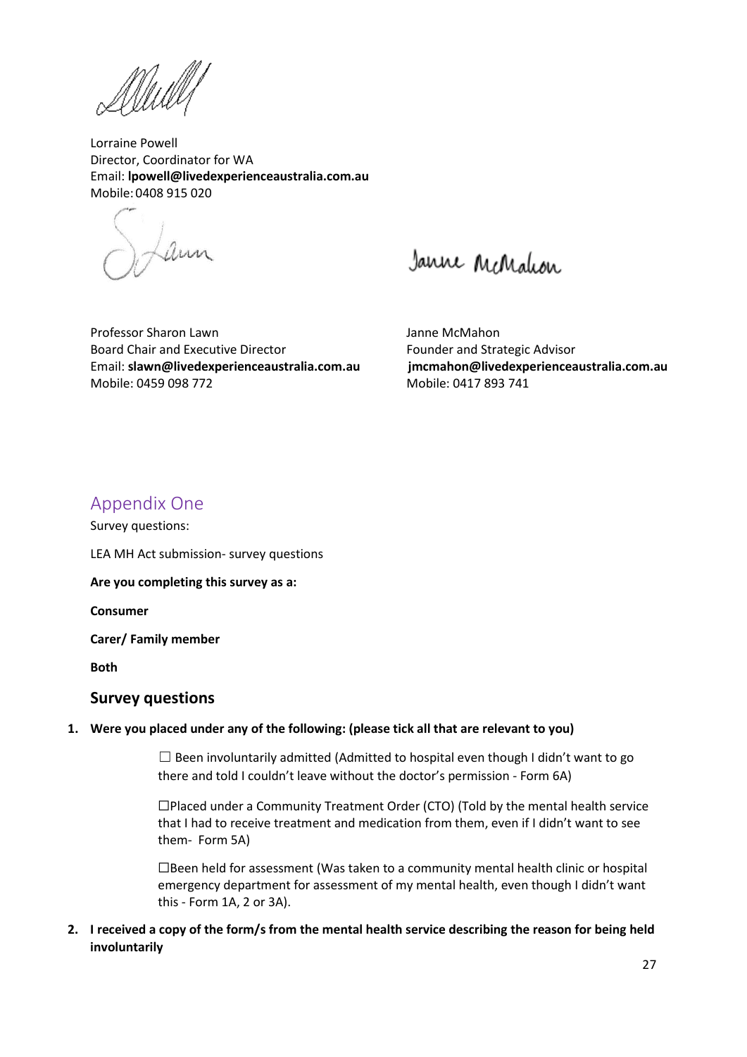Lorraine Powell
Director, Coordinator for WA
Email: **lpowell@livedexperienceaustralia.com.au**
Mobile: 0408 915 020

Professor Sharon Lawn
Board Chair and Executive Director
Email: **slawn@livedexperienceaustralia.com.au**
Mobile: 0459 098 772

Janne McMahon
Founder and Strategic Advisor
**jmcmahon@livedexperienceaustralia.com.au**
Mobile: 0417 893 741

## Appendix One

Survey questions:

LEA MH Act submission- survey questions

**Are you completing this survey as a:**

**Consumer**

**Carer/ Family member**

**Both**

### Survey questions

1. **Were you placed under any of the following: (please tick all that are relevant to you)**

   ☐ Been involuntarily admitted (Admitted to hospital even though I didn't want to go there and told I couldn't leave without the doctor's permission - Form 6A)

   ☐Placed under a Community Treatment Order (CTO) (Told by the mental health service that I had to receive treatment and medication from them, even if I didn't want to see them- Form 5A)

   ☐Been held for assessment (Was taken to a community mental health clinic or hospital emergency department for assessment of my mental health, even though I didn't want this - Form 1A, 2 or 3A).

2. **I received a copy of the form/s from the mental health service describing the reason for being held involuntarily**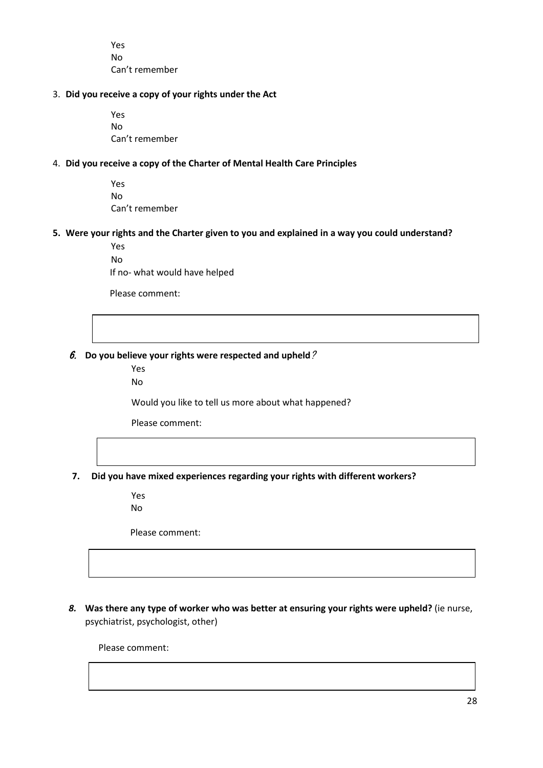Yes
No
Can't remember

3. **Did you receive a copy of your rights under the Act**

    Yes
    No
    Can't remember

4. **Did you receive a copy of the Charter of Mental Health Care Principles**

    Yes
    No
    Can't remember

5. **Were your rights and the Charter given to you and explained in a way you could understand?**

    Yes
    No
    If no- what would have helped

    Please comment:

6. **Do you believe your rights were respected and upheld**?

    Yes
    No

    Would you like to tell us more about what happened?

    Please comment:

7. **Did you have mixed experiences regarding your rights with different workers?**

    Yes
    No

    Please comment:

8. **Was there any type of worker who was better at ensuring your rights were upheld?** (ie nurse, psychiatrist, psychologist, other)

    Please comment: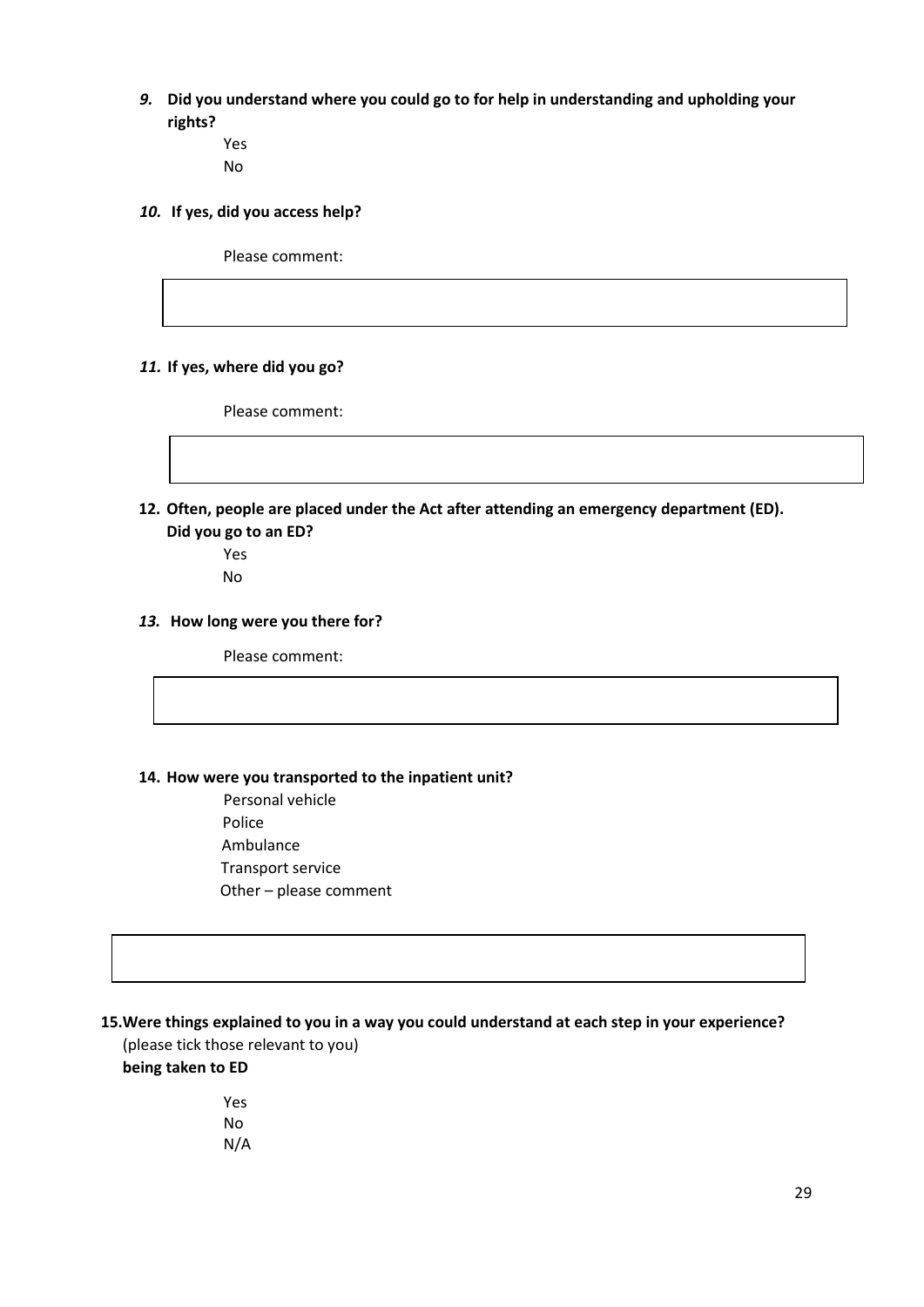*9.* **Did you understand where you could go to for help in understanding and upholding your rights?**

Yes

No

*10.* **If yes, did you access help?**

Please comment:

*11.* **If yes, where did you go?**

Please comment:

**12. Often, people are placed under the Act after attending an emergency department (ED). Did you go to an ED?**

Yes

No

*13.* **How long were you there for?**

Please comment:

**14. How were you transported to the inpatient unit?**

Personal vehicle

Police

Ambulance

Transport service

Other – please comment

**15. Were things explained to you in a way you could understand at each step in your experience?**

(please tick those relevant to you)

**being taken to ED**

Yes

No

N/A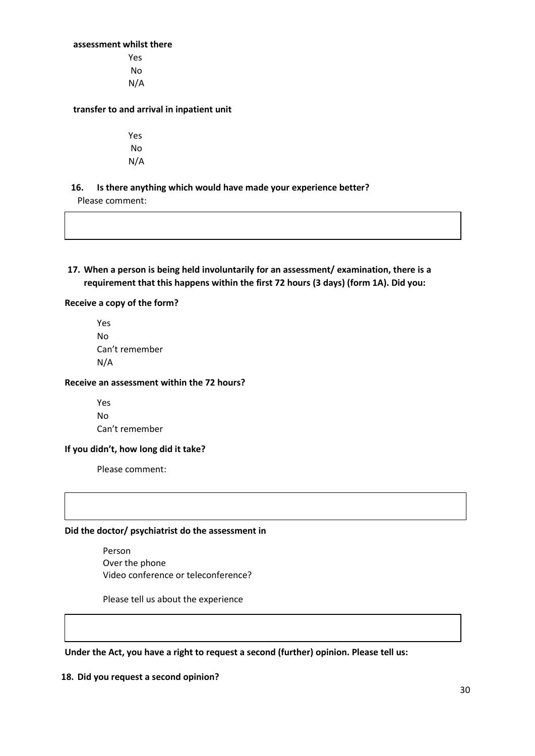**assessment whilst there**

Yes
No
N/A

**transfer to and arrival in inpatient unit**

Yes
No
N/A

**16. Is there anything which would have made your experience better?**

Please comment:

**17. When a person is being held involuntarily for an assessment/ examination, there is a requirement that this happens within the first 72 hours (3 days) (form 1A). Did you:**

**Receive a copy of the form?**

Yes
No
Can't remember
N/A

**Receive an assessment within the 72 hours?**

Yes
No
Can't remember

**If you didn't, how long did it take?**

Please comment:

**Did the doctor/ psychiatrist do the assessment in**

Person
Over the phone
Video conference or teleconference?

Please tell us about the experience

**Under the Act, you have a right to request a second (further) opinion. Please tell us:**

**18. Did you request a second opinion?**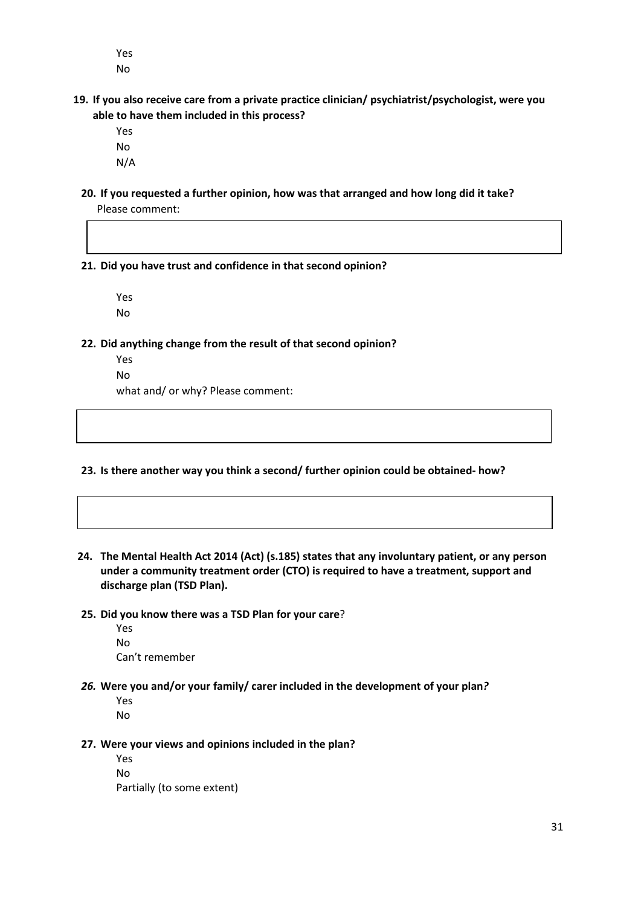Yes

No

**19. If you also receive care from a private practice clinician/ psychiatrist/psychologist, were you able to have them included in this process?**

Yes

No

N/A

**20. If you requested a further opinion, how was that arranged and how long did it take?**

Please comment:

**21. Did you have trust and confidence in that second opinion?**

Yes

No

**22. Did anything change from the result of that second opinion?**

Yes

No

what and/ or why? Please comment:

**23. Is there another way you think a second/ further opinion could be obtained- how?**

**24. The Mental Health Act 2014 (Act) (s.185) states that any involuntary patient, or any person under a community treatment order (CTO) is required to have a treatment, support and discharge plan (TSD Plan).**

**25. Did you know there was a TSD Plan for your care**?

Yes

No

Can't remember

***26.* Were you and/or your family/ carer included in the development of your plan*?***

Yes

No

**27. Were your views and opinions included in the plan?**

Yes

No

Partially (to some extent)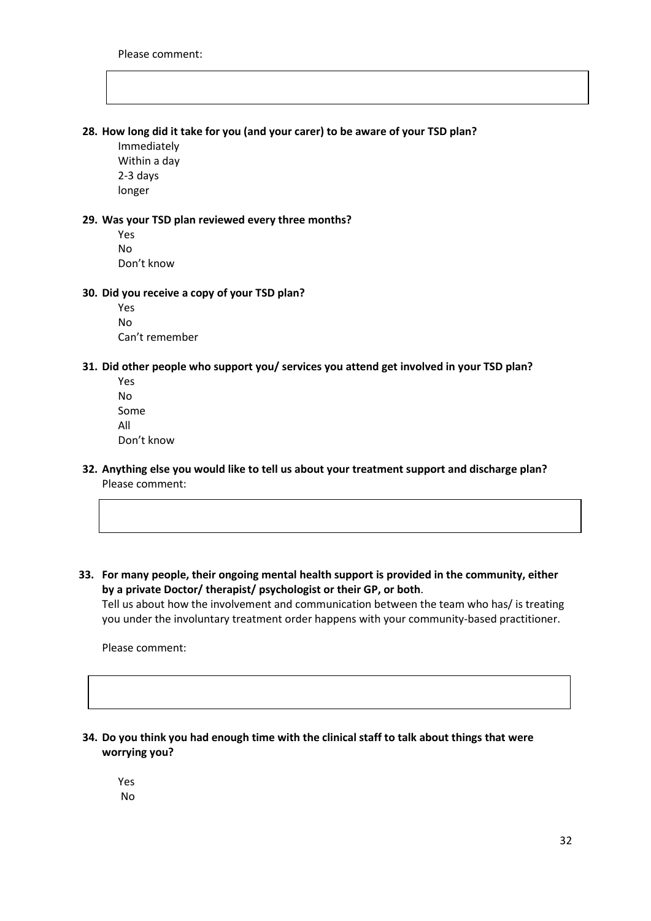Please comment:

**28. How long did it take for you (and your carer) to be aware of your TSD plan?**

Immediately
Within a day
2-3 days
longer

**29. Was your TSD plan reviewed every three months?**

Yes
No
Don't know

**30. Did you receive a copy of your TSD plan?**

Yes
No
Can't remember

**31. Did other people who support you/ services you attend get involved in your TSD plan?**

Yes
No
Some
All
Don't know

**32. Anything else you would like to tell us about your treatment support and discharge plan?**

Please comment:

**33. For many people, their ongoing mental health support is provided in the community, either by a private Doctor/ therapist/ psychologist or their GP, or both**.

Tell us about how the involvement and communication between the team who has/ is treating you under the involuntary treatment order happens with your community-based practitioner.

Please comment:

**34. Do you think you had enough time with the clinical staff to talk about things that were worrying you?**

Yes
No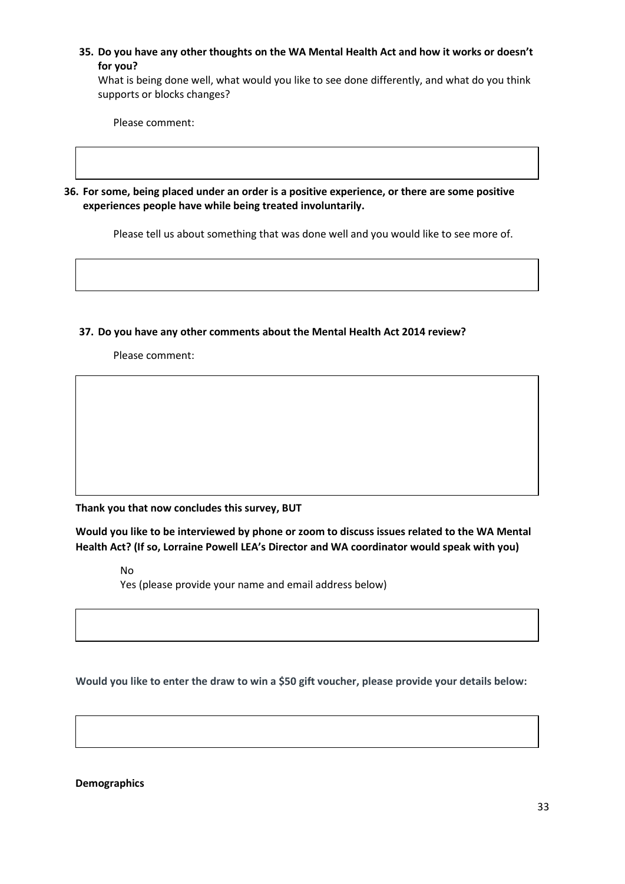**35. Do you have any other thoughts on the WA Mental Health Act and how it works or doesn't for you?**

What is being done well, what would you like to see done differently, and what do you think supports or blocks changes?

Please comment:

**36. For some, being placed under an order is a positive experience, or there are some positive experiences people have while being treated involuntarily.**

Please tell us about something that was done well and you would like to see more of.

**37. Do you have any other comments about the Mental Health Act 2014 review?**

Please comment:

**Thank you that now concludes this survey, BUT**

**Would you like to be interviewed by phone or zoom to discuss issues related to the WA Mental Health Act? (If so, Lorraine Powell LEA's Director and WA coordinator would speak with you)**

No

Yes (please provide your name and email address below)

**Would you like to enter the draw to win a $50 gift voucher, please provide your details below:**

**Demographics**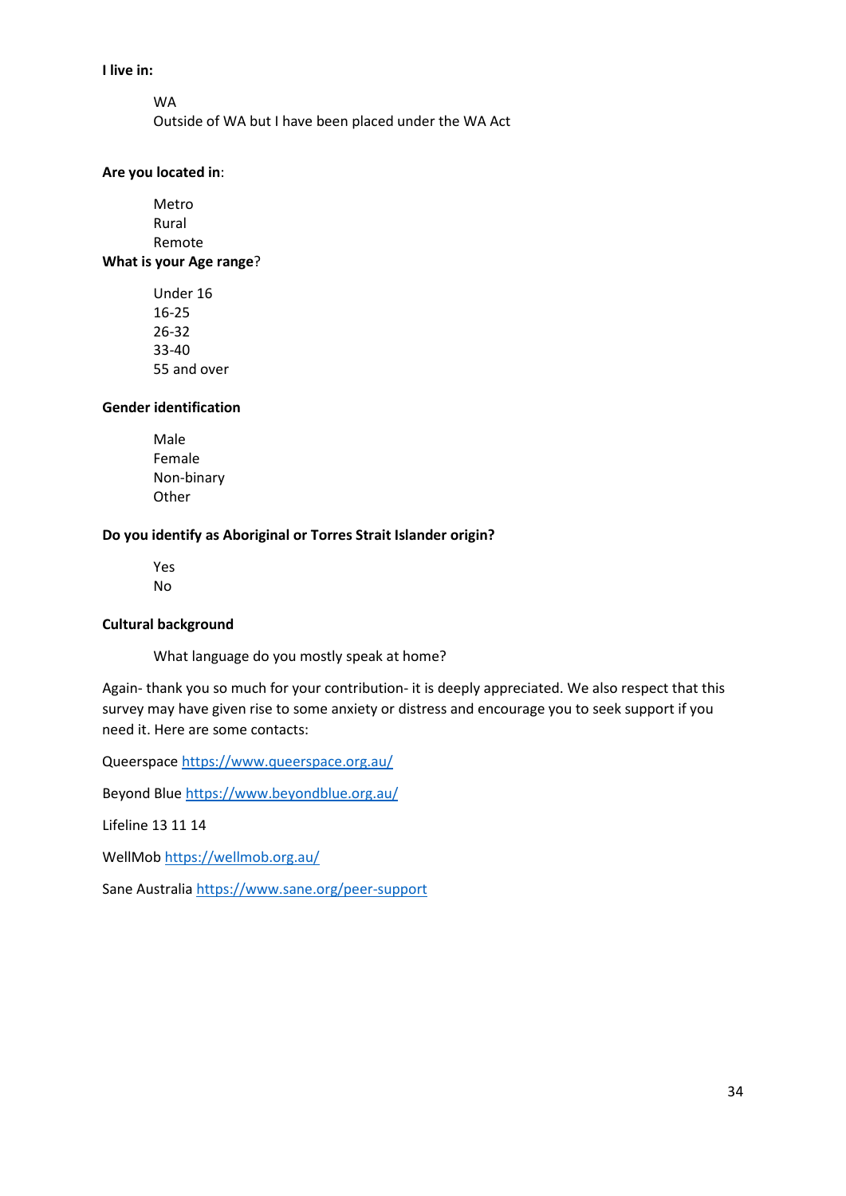**I live in:**

WA
Outside of WA but I have been placed under the WA Act

**Are you located in**:

Metro
Rural
Remote

**What is your Age range**?

Under 16
16-25
26-32
33-40
55 and over

**Gender identification**

Male
Female
Non-binary
Other

**Do you identify as Aboriginal or Torres Strait Islander origin?**

Yes
No

**Cultural background**

What language do you mostly speak at home?

Again- thank you so much for your contribution- it is deeply appreciated. We also respect that this survey may have given rise to some anxiety or distress and encourage you to seek support if you need it. Here are some contacts:

Queerspace https://www.queerspace.org.au/

Beyond Blue https://www.beyondblue.org.au/

Lifeline 13 11 14

WellMob https://wellmob.org.au/

Sane Australia https://www.sane.org/peer-support